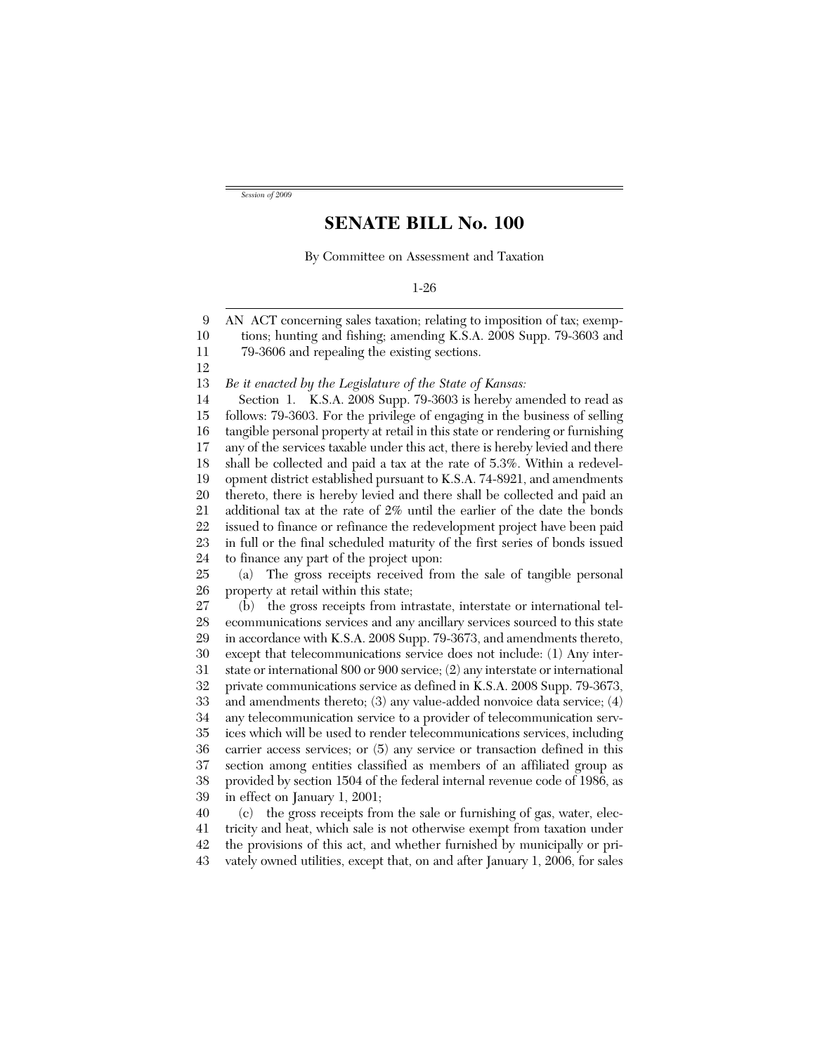*Session of 2009*

# SENATE BILL No. 100

By Committee on Assessment and Taxation

1-26

AN ACT concerning sales taxation; relating to imposition of tax; exemptions; hunting and fishing; amending K.S.A. 2008 Supp. 79-3603 and 79-3606 and repealing the existing sections.

*Be it enacted by the Legislature of the State of Kansas:*

Section 1. K.S.A. 2008 Supp. 79-3603 is hereby amended to read as follows: 79-3603. For the privilege of engaging in the business of selling tangible personal property at retail in this state or rendering or furnishing any of the services taxable under this act, there is hereby levied and there shall be collected and paid a tax at the rate of 5.3%. Within a redevelopment district established pursuant to K.S.A. 74-8921, and amendments thereto, there is hereby levied and there shall be collected and paid an additional tax at the rate of 2% until the earlier of the date the bonds issued to finance or refinance the redevelopment project have been paid in full or the final scheduled maturity of the first series of bonds issued to finance any part of the project upon:

(a) The gross receipts received from the sale of tangible personal property at retail within this state;

(b) the gross receipts from intrastate, interstate or international telecommunications services and any ancillary services sourced to this state in accordance with K.S.A. 2008 Supp. 79-3673, and amendments thereto, except that telecommunications service does not include: (1) Any interstate or international 800 or 900 service; (2) any interstate or international private communications service as defined in K.S.A. 2008 Supp. 79-3673, and amendments thereto; (3) any value-added nonvoice data service; (4) any telecommunication service to a provider of telecommunication services which will be used to render telecommunications services, including carrier access services; or (5) any service or transaction defined in this section among entities classified as members of an affiliated group as provided by section 1504 of the federal internal revenue code of 1986, as in effect on January 1, 2001;

(c) the gross receipts from the sale or furnishing of gas, water, electricity and heat, which sale is not otherwise exempt from taxation under the provisions of this act, and whether furnished by municipally or privately owned utilities, except that, on and after January 1, 2006, for sales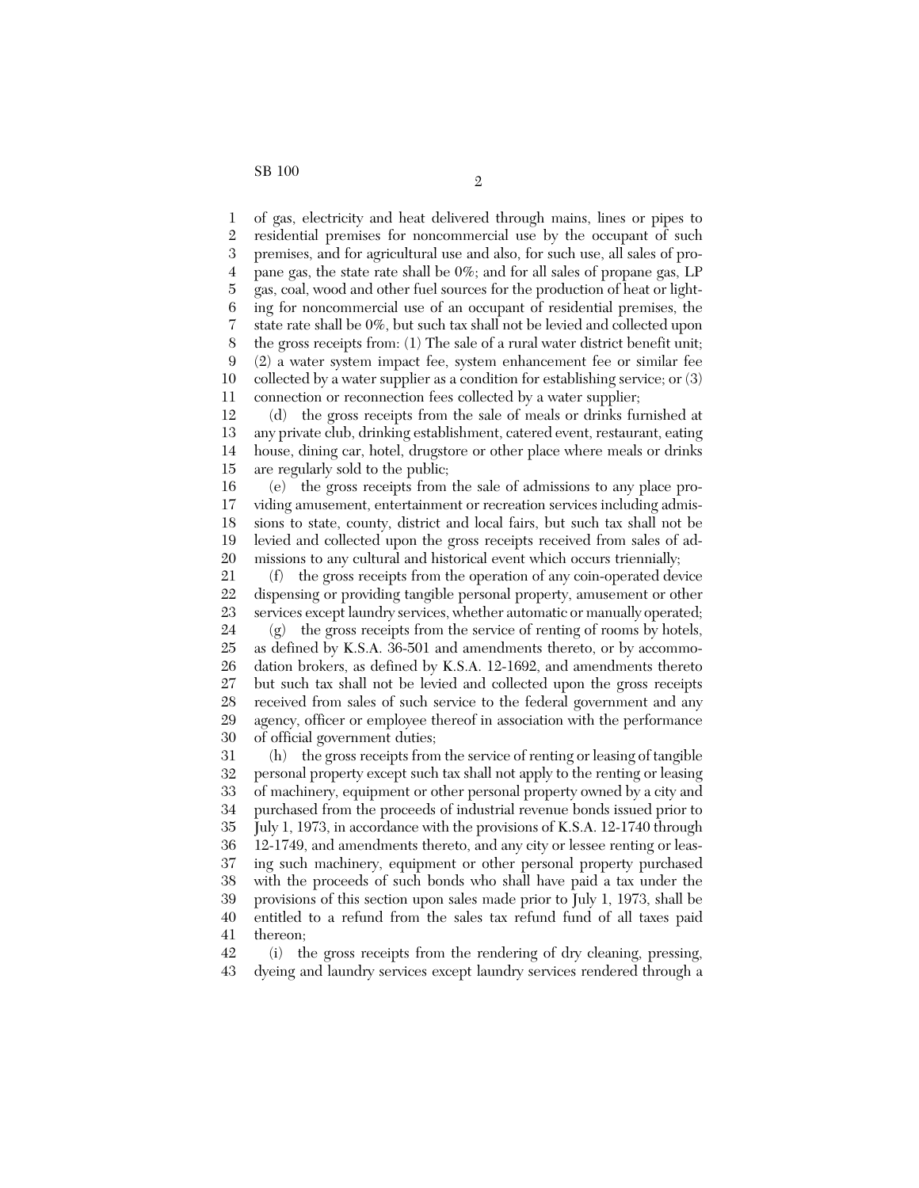of gas, electricity and heat delivered through mains, lines or pipes to residential premises for noncommercial use by the occupant of such premises, and for agricultural use and also, for such use, all sales of propane gas, the state rate shall be 0%; and for all sales of propane gas, LP gas, coal, wood and other fuel sources for the production of heat or lighting for noncommercial use of an occupant of residential premises, the state rate shall be 0%, but such tax shall not be levied and collected upon the gross receipts from: (1) The sale of a rural water district benefit unit; (2) a water system impact fee, system enhancement fee or similar fee collected by a water supplier as a condition for establishing service; or (3) connection or reconnection fees collected by a water supplier;

(d) the gross receipts from the sale of meals or drinks furnished at any private club, drinking establishment, catered event, restaurant, eating house, dining car, hotel, drugstore or other place where meals or drinks are regularly sold to the public;

(e) the gross receipts from the sale of admissions to any place providing amusement, entertainment or recreation services including admissions to state, county, district and local fairs, but such tax shall not be levied and collected upon the gross receipts received from sales of admissions to any cultural and historical event which occurs triennially;

(f) the gross receipts from the operation of any coin-operated device dispensing or providing tangible personal property, amusement or other services except laundry services, whether automatic or manually operated;

(g) the gross receipts from the service of renting of rooms by hotels, as defined by K.S.A. 36-501 and amendments thereto, or by accommodation brokers, as defined by K.S.A. 12-1692, and amendments thereto but such tax shall not be levied and collected upon the gross receipts received from sales of such service to the federal government and any agency, officer or employee thereof in association with the performance of official government duties;

(h) the gross receipts from the service of renting or leasing of tangible personal property except such tax shall not apply to the renting or leasing of machinery, equipment or other personal property owned by a city and purchased from the proceeds of industrial revenue bonds issued prior to July 1, 1973, in accordance with the provisions of K.S.A. 12-1740 through 12-1749, and amendments thereto, and any city or lessee renting or leasing such machinery, equipment or other personal property purchased with the proceeds of such bonds who shall have paid a tax under the provisions of this section upon sales made prior to July 1, 1973, shall be entitled to a refund from the sales tax refund fund of all taxes paid thereon;

(i) the gross receipts from the rendering of dry cleaning, pressing, dyeing and laundry services except laundry services rendered through a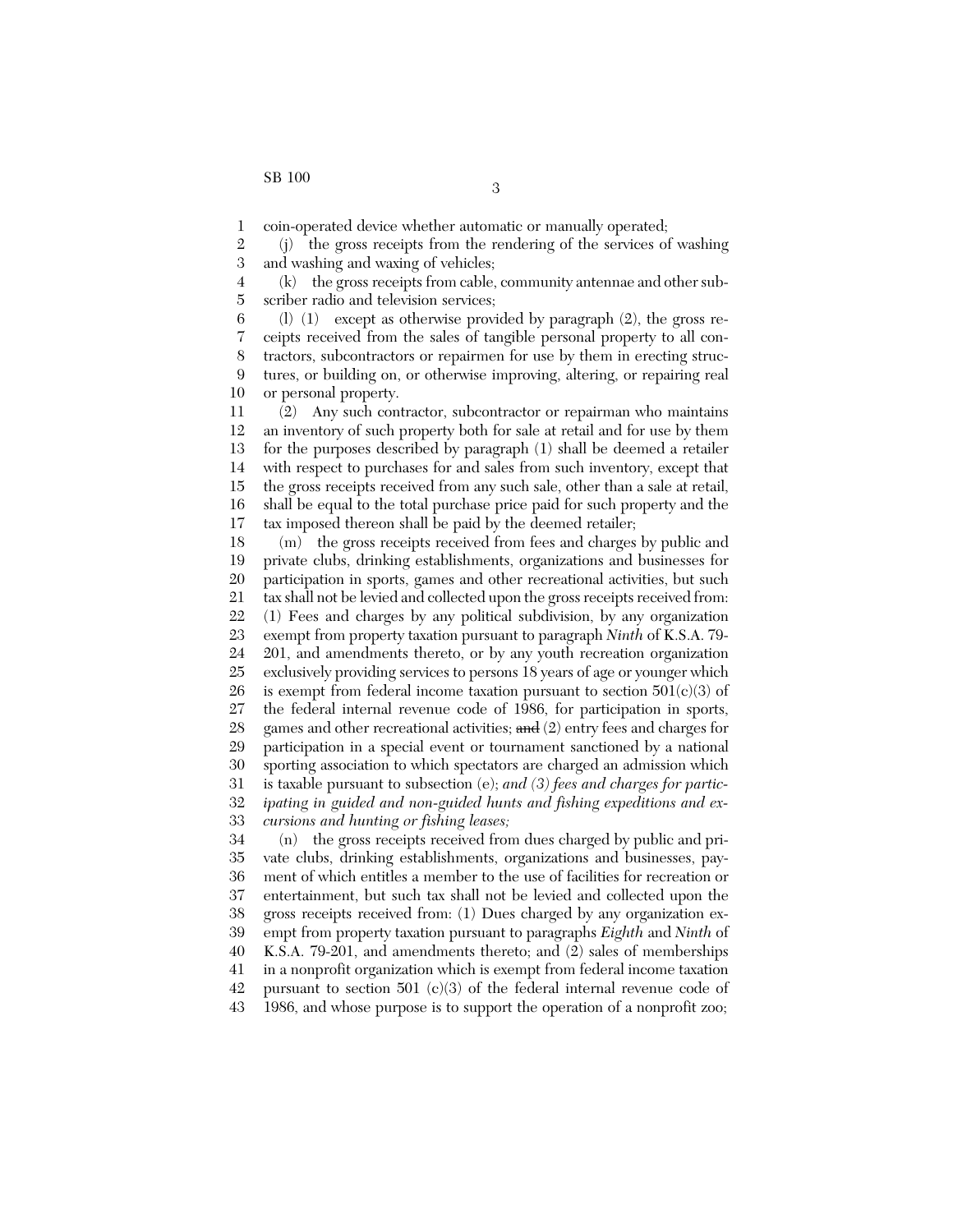coin-operated device whether automatic or manually operated;

(j) the gross receipts from the rendering of the services of washing and washing and waxing of vehicles;

(k) the gross receipts from cable, community antennae and other subscriber radio and television services;

(l) (1) except as otherwise provided by paragraph (2), the gross receipts received from the sales of tangible personal property to all contractors, subcontractors or repairmen for use by them in erecting structures, or building on, or otherwise improving, altering, or repairing real or personal property.

(2) Any such contractor, subcontractor or repairman who maintains an inventory of such property both for sale at retail and for use by them for the purposes described by paragraph (1) shall be deemed a retailer with respect to purchases for and sales from such inventory, except that the gross receipts received from any such sale, other than a sale at retail, shall be equal to the total purchase price paid for such property and the tax imposed thereon shall be paid by the deemed retailer;

(m) the gross receipts received from fees and charges by public and private clubs, drinking establishments, organizations and businesses for participation in sports, games and other recreational activities, but such tax shall not be levied and collected upon the gross receipts received from: (1) Fees and charges by any political subdivision, by any organization exempt from property taxation pursuant to paragraph *Ninth* of K.S.A. 79-201, and amendments thereto, or by any youth recreation organization exclusively providing services to persons 18 years of age or younger which is exempt from federal income taxation pursuant to section 501(c)(3) of the federal internal revenue code of 1986, for participation in sports, games and other recreational activities; ~~and~~ (2) entry fees and charges for participation in a special event or tournament sanctioned by a national sporting association to which spectators are charged an admission which is taxable pursuant to subsection (e); *and (3) fees and charges for participating in guided and non-guided hunts and fishing expeditions and excursions and hunting or fishing leases;*

(n) the gross receipts received from dues charged by public and private clubs, drinking establishments, organizations and businesses, payment of which entitles a member to the use of facilities for recreation or entertainment, but such tax shall not be levied and collected upon the gross receipts received from: (1) Dues charged by any organization exempt from property taxation pursuant to paragraphs *Eighth* and *Ninth* of K.S.A. 79-201, and amendments thereto; and (2) sales of memberships in a nonprofit organization which is exempt from federal income taxation pursuant to section 501 (c)(3) of the federal internal revenue code of 1986, and whose purpose is to support the operation of a nonprofit zoo;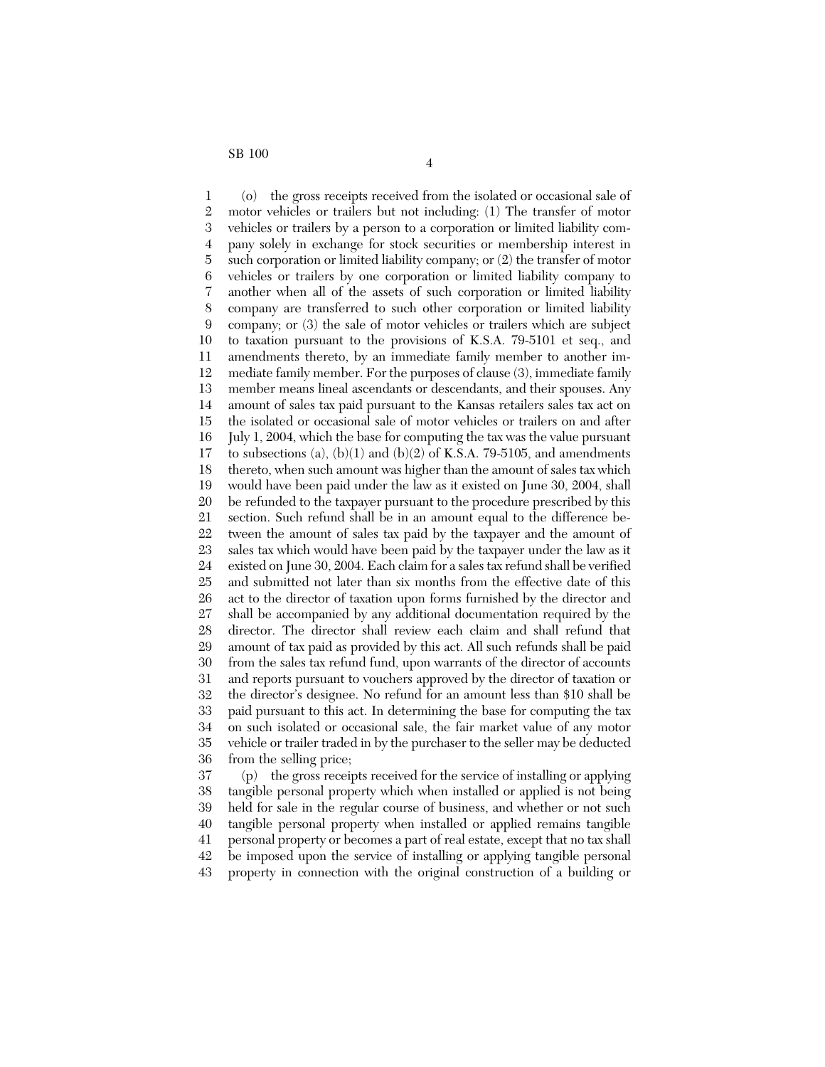(o) the gross receipts received from the isolated or occasional sale of motor vehicles or trailers but not including: (1) The transfer of motor vehicles or trailers by a person to a corporation or limited liability company solely in exchange for stock securities or membership interest in such corporation or limited liability company; or (2) the transfer of motor vehicles or trailers by one corporation or limited liability company to another when all of the assets of such corporation or limited liability company are transferred to such other corporation or limited liability company; or (3) the sale of motor vehicles or trailers which are subject to taxation pursuant to the provisions of K.S.A. 79-5101 et seq., and amendments thereto, by an immediate family member to another immediate family member. For the purposes of clause (3), immediate family member means lineal ascendants or descendants, and their spouses. Any amount of sales tax paid pursuant to the Kansas retailers sales tax act on the isolated or occasional sale of motor vehicles or trailers on and after July 1, 2004, which the base for computing the tax was the value pursuant to subsections (a), (b)(1) and (b)(2) of K.S.A. 79-5105, and amendments thereto, when such amount was higher than the amount of sales tax which would have been paid under the law as it existed on June 30, 2004, shall be refunded to the taxpayer pursuant to the procedure prescribed by this section. Such refund shall be in an amount equal to the difference between the amount of sales tax paid by the taxpayer and the amount of sales tax which would have been paid by the taxpayer under the law as it existed on June 30, 2004. Each claim for a sales tax refund shall be verified and submitted not later than six months from the effective date of this act to the director of taxation upon forms furnished by the director and shall be accompanied by any additional documentation required by the director. The director shall review each claim and shall refund that amount of tax paid as provided by this act. All such refunds shall be paid from the sales tax refund fund, upon warrants of the director of accounts and reports pursuant to vouchers approved by the director of taxation or the director's designee. No refund for an amount less than $10 shall be paid pursuant to this act. In determining the base for computing the tax on such isolated or occasional sale, the fair market value of any motor vehicle or trailer traded in by the purchaser to the seller may be deducted from the selling price;

(p) the gross receipts received for the service of installing or applying tangible personal property which when installed or applied is not being held for sale in the regular course of business, and whether or not such tangible personal property when installed or applied remains tangible personal property or becomes a part of real estate, except that no tax shall be imposed upon the service of installing or applying tangible personal property in connection with the original construction of a building or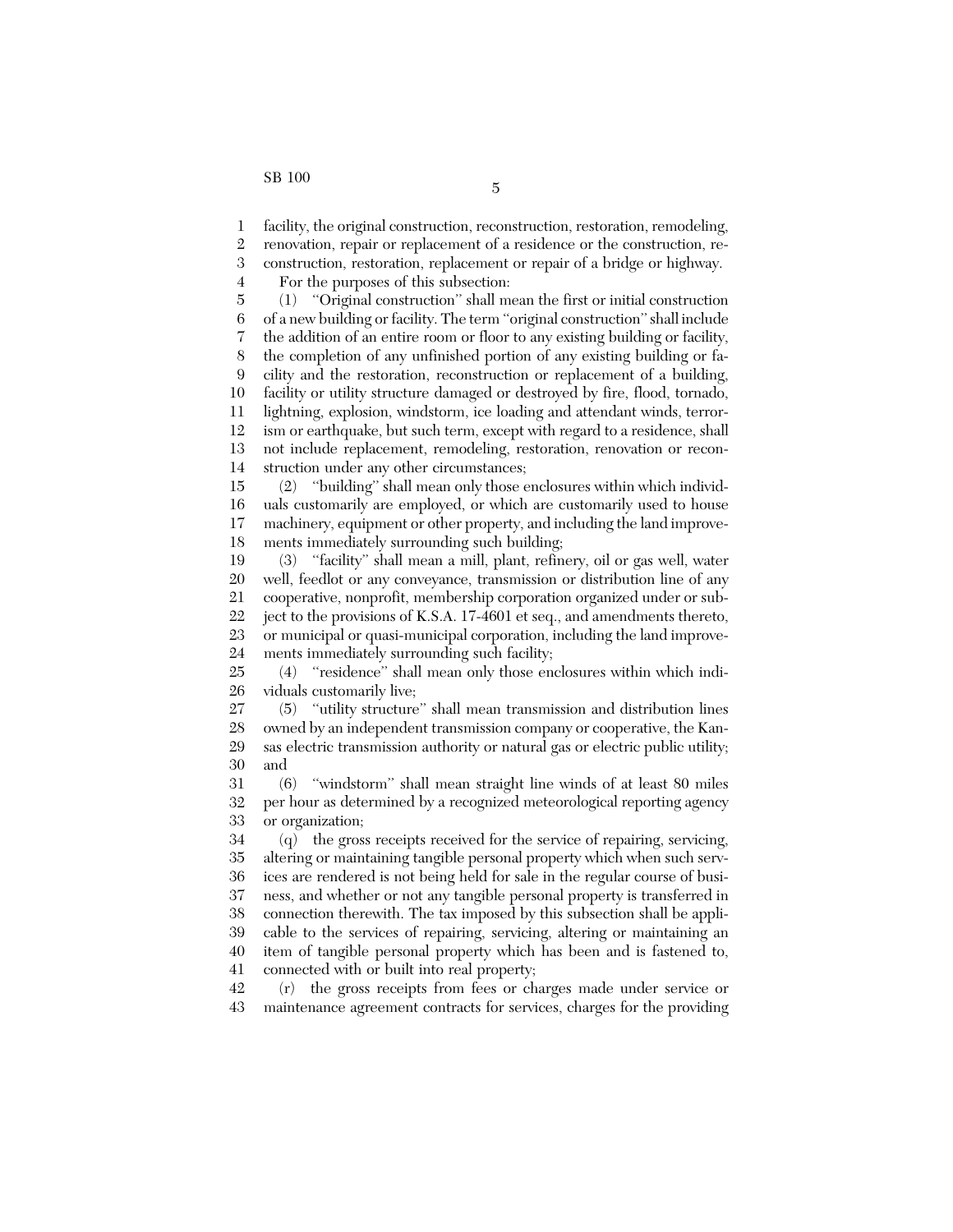facility, the original construction, reconstruction, restoration, remodeling, renovation, repair or replacement of a residence or the construction, reconstruction, restoration, replacement or repair of a bridge or highway.

For the purposes of this subsection:

(1) "Original construction" shall mean the first or initial construction of a new building or facility. The term "original construction" shall include the addition of an entire room or floor to any existing building or facility, the completion of any unfinished portion of any existing building or facility and the restoration, reconstruction or replacement of a building, facility or utility structure damaged or destroyed by fire, flood, tornado, lightning, explosion, windstorm, ice loading and attendant winds, terrorism or earthquake, but such term, except with regard to a residence, shall not include replacement, remodeling, restoration, renovation or reconstruction under any other circumstances;

(2) "building" shall mean only those enclosures within which individuals customarily are employed, or which are customarily used to house machinery, equipment or other property, and including the land improvements immediately surrounding such building;

(3) "facility" shall mean a mill, plant, refinery, oil or gas well, water well, feedlot or any conveyance, transmission or distribution line of any cooperative, nonprofit, membership corporation organized under or subject to the provisions of K.S.A. 17-4601 et seq., and amendments thereto, or municipal or quasi-municipal corporation, including the land improvements immediately surrounding such facility;

(4) "residence" shall mean only those enclosures within which individuals customarily live;

(5) "utility structure" shall mean transmission and distribution lines owned by an independent transmission company or cooperative, the Kansas electric transmission authority or natural gas or electric public utility; and

(6) "windstorm" shall mean straight line winds of at least 80 miles per hour as determined by a recognized meteorological reporting agency or organization;

(q) the gross receipts received for the service of repairing, servicing, altering or maintaining tangible personal property which when such services are rendered is not being held for sale in the regular course of business, and whether or not any tangible personal property is transferred in connection therewith. The tax imposed by this subsection shall be applicable to the services of repairing, servicing, altering or maintaining an item of tangible personal property which has been and is fastened to, connected with or built into real property;

(r) the gross receipts from fees or charges made under service or maintenance agreement contracts for services, charges for the providing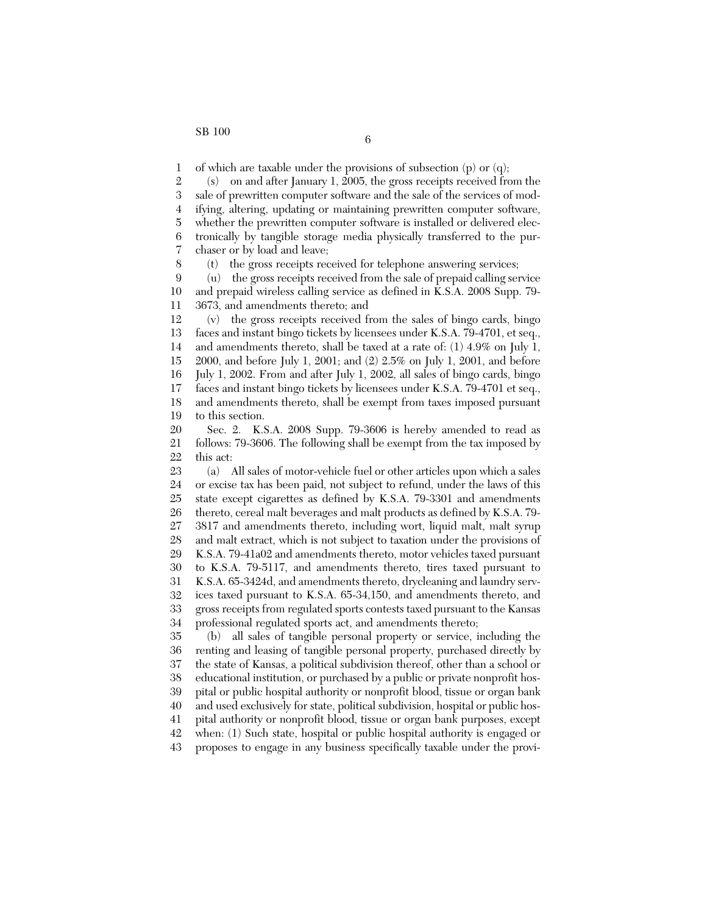of which are taxable under the provisions of subsection (p) or (q);

(s) on and after January 1, 2005, the gross receipts received from the sale of prewritten computer software and the sale of the services of modifying, altering, updating or maintaining prewritten computer software, whether the prewritten computer software is installed or delivered electronically by tangible storage media physically transferred to the purchaser or by load and leave;

(t) the gross receipts received for telephone answering services;

(u) the gross receipts received from the sale of prepaid calling service and prepaid wireless calling service as defined in K.S.A. 2008 Supp. 79-3673, and amendments thereto; and

(v) the gross receipts received from the sales of bingo cards, bingo faces and instant bingo tickets by licensees under K.S.A. 79-4701, et seq., and amendments thereto, shall be taxed at a rate of: (1) 4.9% on July 1, 2000, and before July 1, 2001; and (2) 2.5% on July 1, 2001, and before July 1, 2002. From and after July 1, 2002, all sales of bingo cards, bingo faces and instant bingo tickets by licensees under K.S.A. 79-4701 et seq., and amendments thereto, shall be exempt from taxes imposed pursuant to this section.

Sec. 2. K.S.A. 2008 Supp. 79-3606 is hereby amended to read as follows: 79-3606. The following shall be exempt from the tax imposed by this act:

(a) All sales of motor-vehicle fuel or other articles upon which a sales or excise tax has been paid, not subject to refund, under the laws of this state except cigarettes as defined by K.S.A. 79-3301 and amendments thereto, cereal malt beverages and malt products as defined by K.S.A. 79-3817 and amendments thereto, including wort, liquid malt, malt syrup and malt extract, which is not subject to taxation under the provisions of K.S.A. 79-41a02 and amendments thereto, motor vehicles taxed pursuant to K.S.A. 79-5117, and amendments thereto, tires taxed pursuant to K.S.A. 65-3424d, and amendments thereto, drycleaning and laundry services taxed pursuant to K.S.A. 65-34,150, and amendments thereto, and gross receipts from regulated sports contests taxed pursuant to the Kansas professional regulated sports act, and amendments thereto;

(b) all sales of tangible personal property or service, including the renting and leasing of tangible personal property, purchased directly by the state of Kansas, a political subdivision thereof, other than a school or educational institution, or purchased by a public or private nonprofit hospital or public hospital authority or nonprofit blood, tissue or organ bank and used exclusively for state, political subdivision, hospital or public hospital authority or nonprofit blood, tissue or organ bank purposes, except when: (1) Such state, hospital or public hospital authority is engaged or proposes to engage in any business specifically taxable under the provi-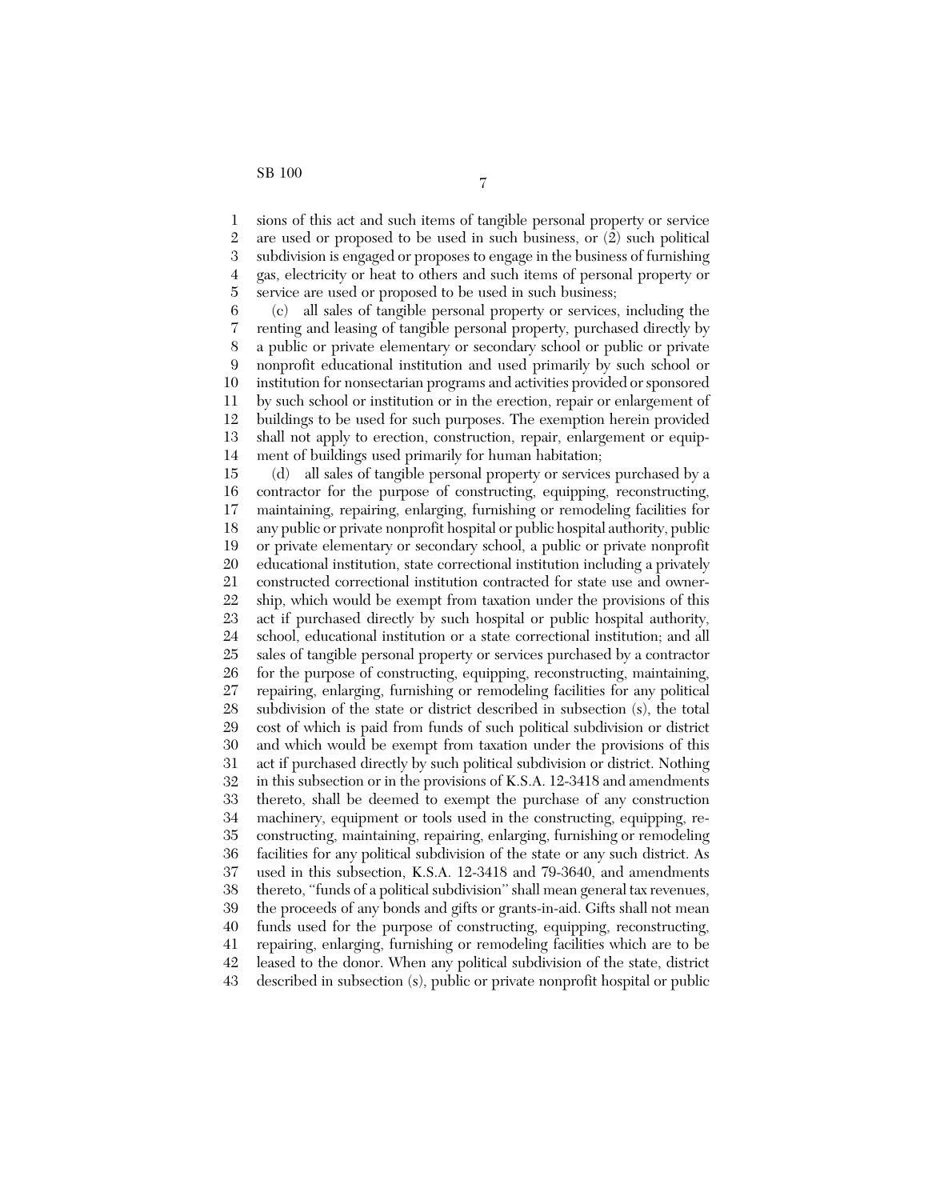sions of this act and such items of tangible personal property or service are used or proposed to be used in such business, or (2) such political subdivision is engaged or proposes to engage in the business of furnishing gas, electricity or heat to others and such items of personal property or service are used or proposed to be used in such business;

(c) all sales of tangible personal property or services, including the renting and leasing of tangible personal property, purchased directly by a public or private elementary or secondary school or public or private nonprofit educational institution and used primarily by such school or institution for nonsectarian programs and activities provided or sponsored by such school or institution or in the erection, repair or enlargement of buildings to be used for such purposes. The exemption herein provided shall not apply to erection, construction, repair, enlargement or equipment of buildings used primarily for human habitation;

(d) all sales of tangible personal property or services purchased by a contractor for the purpose of constructing, equipping, reconstructing, maintaining, repairing, enlarging, furnishing or remodeling facilities for any public or private nonprofit hospital or public hospital authority, public or private elementary or secondary school, a public or private nonprofit educational institution, state correctional institution including a privately constructed correctional institution contracted for state use and ownership, which would be exempt from taxation under the provisions of this act if purchased directly by such hospital or public hospital authority, school, educational institution or a state correctional institution; and all sales of tangible personal property or services purchased by a contractor for the purpose of constructing, equipping, reconstructing, maintaining, repairing, enlarging, furnishing or remodeling facilities for any political subdivision of the state or district described in subsection (s), the total cost of which is paid from funds of such political subdivision or district and which would be exempt from taxation under the provisions of this act if purchased directly by such political subdivision or district. Nothing in this subsection or in the provisions of K.S.A. 12-3418 and amendments thereto, shall be deemed to exempt the purchase of any construction machinery, equipment or tools used in the constructing, equipping, reconstructing, maintaining, repairing, enlarging, furnishing or remodeling facilities for any political subdivision of the state or any such district. As used in this subsection, K.S.A. 12-3418 and 79-3640, and amendments thereto, "funds of a political subdivision" shall mean general tax revenues, the proceeds of any bonds and gifts or grants-in-aid. Gifts shall not mean funds used for the purpose of constructing, equipping, reconstructing, repairing, enlarging, furnishing or remodeling facilities which are to be leased to the donor. When any political subdivision of the state, district described in subsection (s), public or private nonprofit hospital or public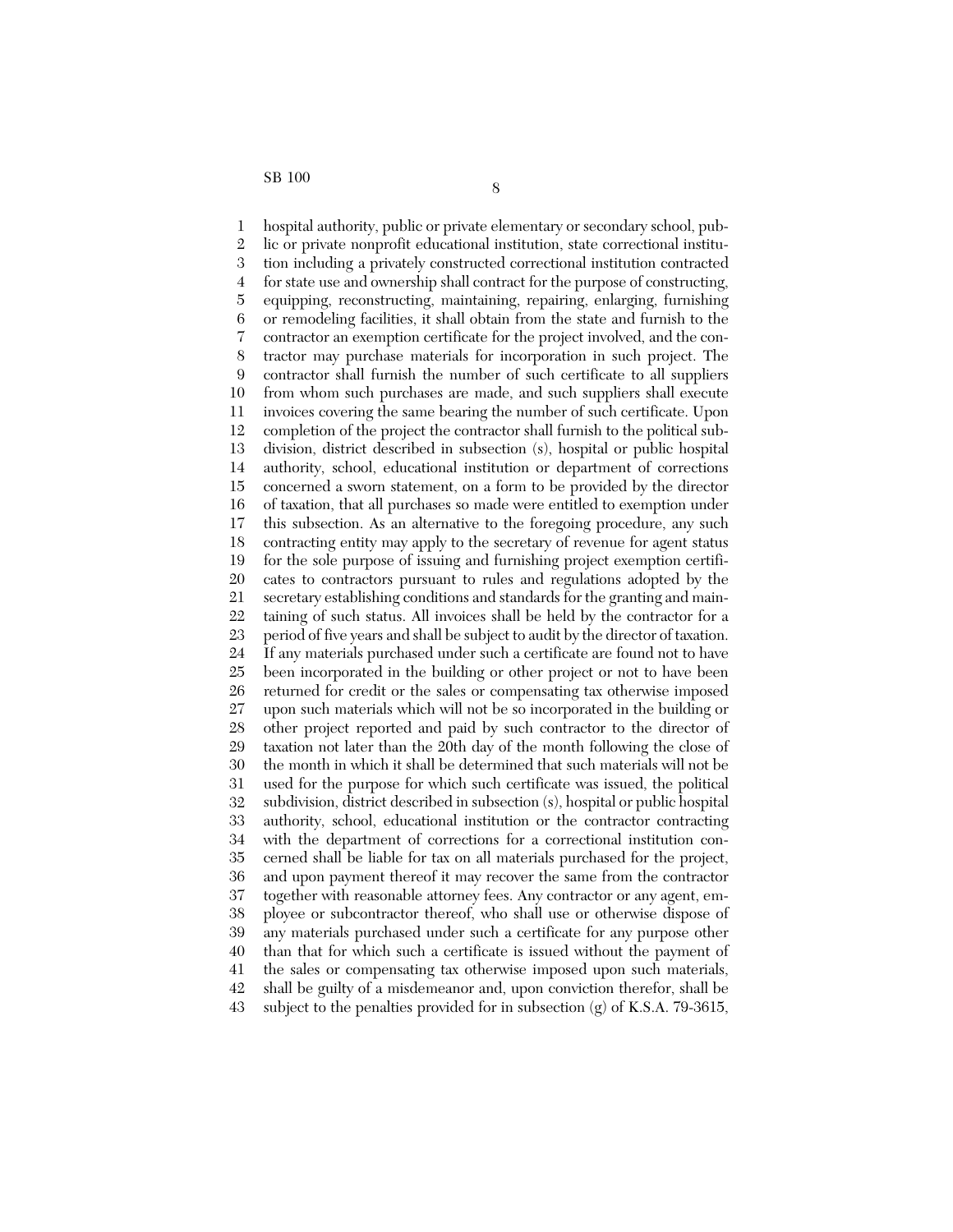hospital authority, public or private elementary or secondary school, public or private nonprofit educational institution, state correctional institution including a privately constructed correctional institution contracted for state use and ownership shall contract for the purpose of constructing, equipping, reconstructing, maintaining, repairing, enlarging, furnishing or remodeling facilities, it shall obtain from the state and furnish to the contractor an exemption certificate for the project involved, and the contractor may purchase materials for incorporation in such project. The contractor shall furnish the number of such certificate to all suppliers from whom such purchases are made, and such suppliers shall execute invoices covering the same bearing the number of such certificate. Upon completion of the project the contractor shall furnish to the political subdivision, district described in subsection (s), hospital or public hospital authority, school, educational institution or department of corrections concerned a sworn statement, on a form to be provided by the director of taxation, that all purchases so made were entitled to exemption under this subsection. As an alternative to the foregoing procedure, any such contracting entity may apply to the secretary of revenue for agent status for the sole purpose of issuing and furnishing project exemption certificates to contractors pursuant to rules and regulations adopted by the secretary establishing conditions and standards for the granting and maintaining of such status. All invoices shall be held by the contractor for a period of five years and shall be subject to audit by the director of taxation. If any materials purchased under such a certificate are found not to have been incorporated in the building or other project or not to have been returned for credit or the sales or compensating tax otherwise imposed upon such materials which will not be so incorporated in the building or other project reported and paid by such contractor to the director of taxation not later than the 20th day of the month following the close of the month in which it shall be determined that such materials will not be used for the purpose for which such certificate was issued, the political subdivision, district described in subsection (s), hospital or public hospital authority, school, educational institution or the contractor contracting with the department of corrections for a correctional institution concerned shall be liable for tax on all materials purchased for the project, and upon payment thereof it may recover the same from the contractor together with reasonable attorney fees. Any contractor or any agent, employee or subcontractor thereof, who shall use or otherwise dispose of any materials purchased under such a certificate for any purpose other than that for which such a certificate is issued without the payment of the sales or compensating tax otherwise imposed upon such materials, shall be guilty of a misdemeanor and, upon conviction therefor, shall be subject to the penalties provided for in subsection (g) of K.S.A. 79-3615,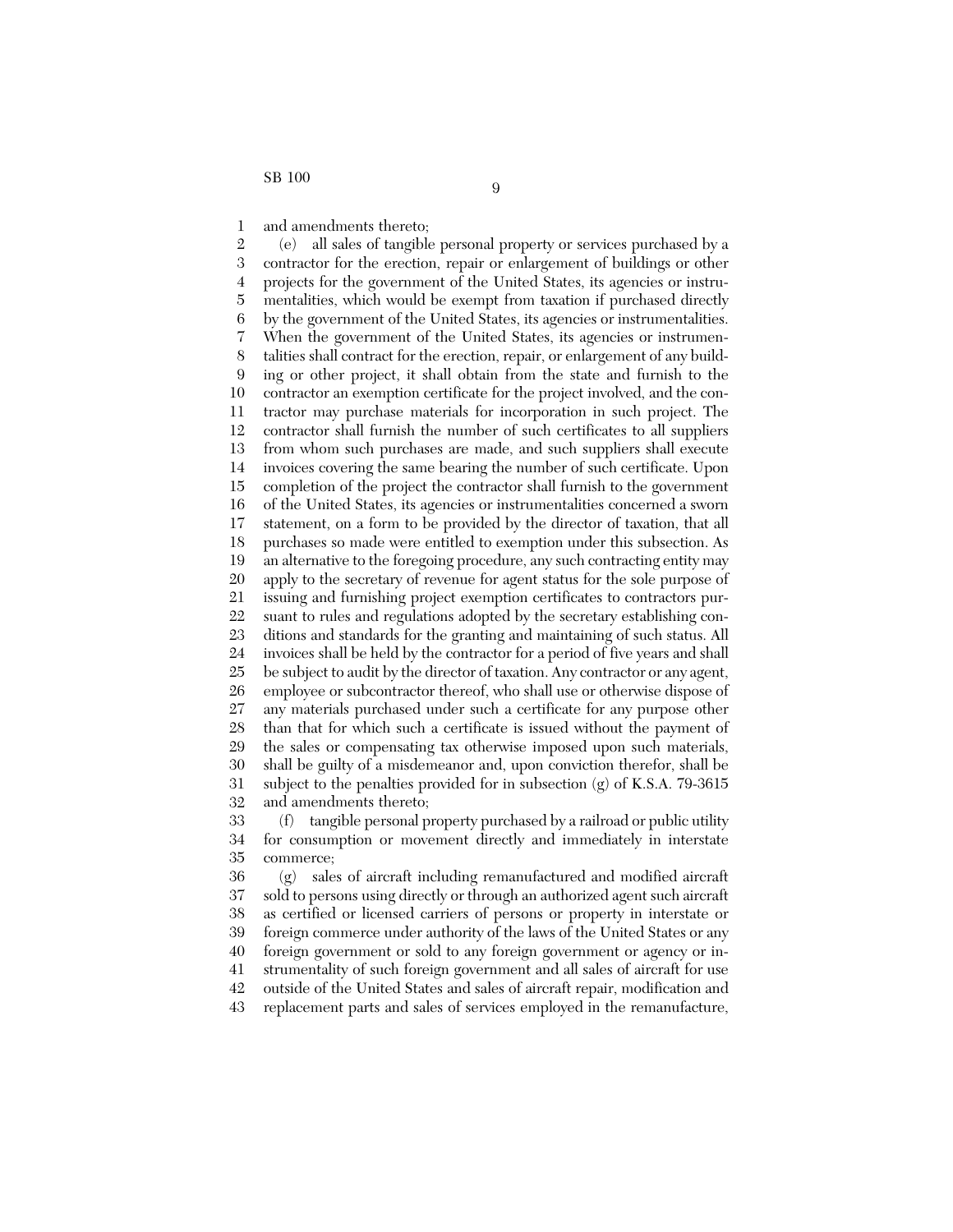and amendments thereto;

(e) all sales of tangible personal property or services purchased by a contractor for the erection, repair or enlargement of buildings or other projects for the government of the United States, its agencies or instrumentalities, which would be exempt from taxation if purchased directly by the government of the United States, its agencies or instrumentalities. When the government of the United States, its agencies or instrumentalities shall contract for the erection, repair, or enlargement of any building or other project, it shall obtain from the state and furnish to the contractor an exemption certificate for the project involved, and the contractor may purchase materials for incorporation in such project. The contractor shall furnish the number of such certificates to all suppliers from whom such purchases are made, and such suppliers shall execute invoices covering the same bearing the number of such certificate. Upon completion of the project the contractor shall furnish to the government of the United States, its agencies or instrumentalities concerned a sworn statement, on a form to be provided by the director of taxation, that all purchases so made were entitled to exemption under this subsection. As an alternative to the foregoing procedure, any such contracting entity may apply to the secretary of revenue for agent status for the sole purpose of issuing and furnishing project exemption certificates to contractors pursuant to rules and regulations adopted by the secretary establishing conditions and standards for the granting and maintaining of such status. All invoices shall be held by the contractor for a period of five years and shall be subject to audit by the director of taxation. Any contractor or any agent, employee or subcontractor thereof, who shall use or otherwise dispose of any materials purchased under such a certificate for any purpose other than that for which such a certificate is issued without the payment of the sales or compensating tax otherwise imposed upon such materials, shall be guilty of a misdemeanor and, upon conviction therefor, shall be subject to the penalties provided for in subsection (g) of K.S.A. 79-3615 and amendments thereto;

(f) tangible personal property purchased by a railroad or public utility for consumption or movement directly and immediately in interstate commerce;

(g) sales of aircraft including remanufactured and modified aircraft sold to persons using directly or through an authorized agent such aircraft as certified or licensed carriers of persons or property in interstate or foreign commerce under authority of the laws of the United States or any foreign government or sold to any foreign government or agency or instrumentality of such foreign government and all sales of aircraft for use outside of the United States and sales of aircraft repair, modification and replacement parts and sales of services employed in the remanufacture,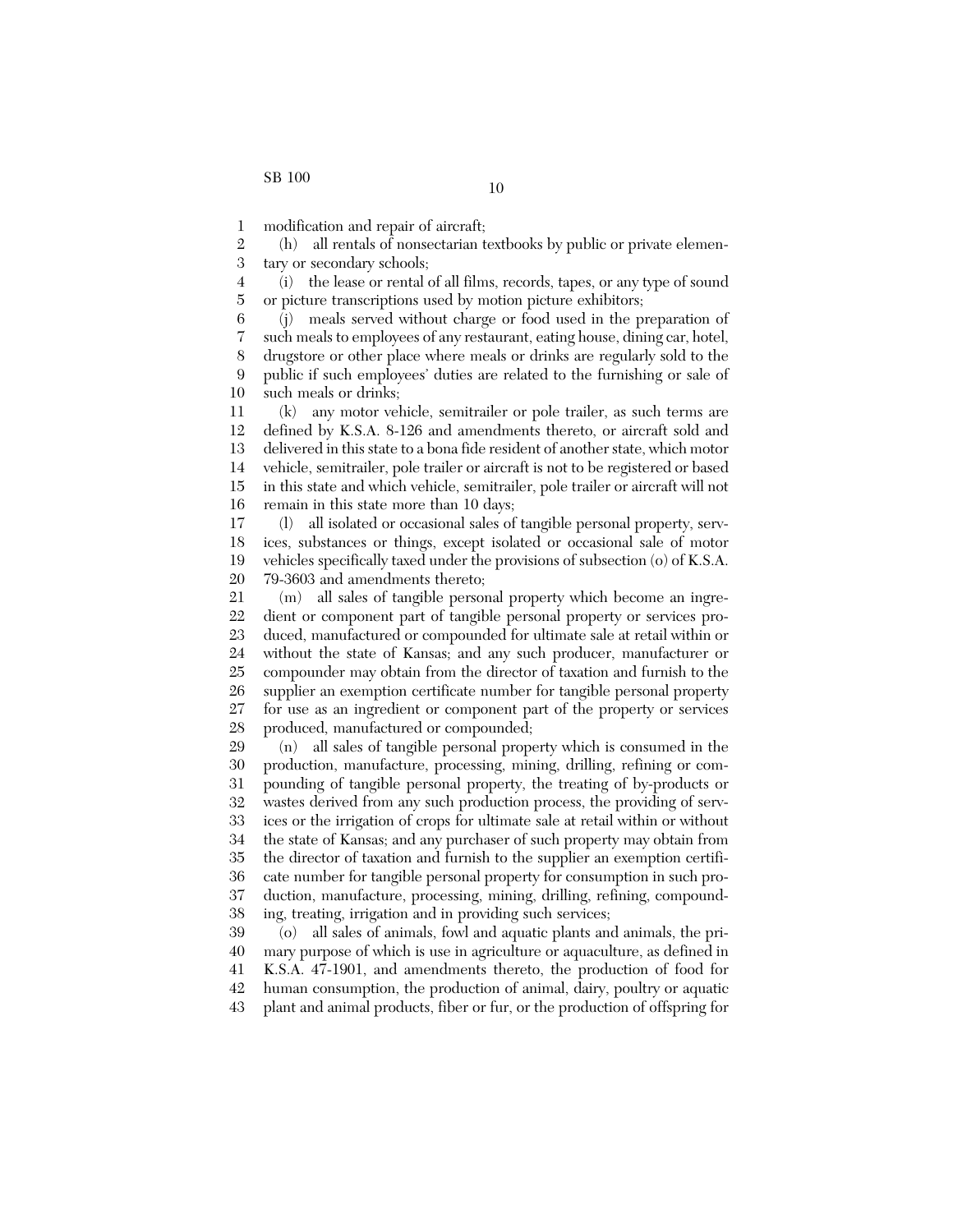modification and repair of aircraft;

(h) all rentals of nonsectarian textbooks by public or private elementary or secondary schools;

(i) the lease or rental of all films, records, tapes, or any type of sound or picture transcriptions used by motion picture exhibitors;

(j) meals served without charge or food used in the preparation of such meals to employees of any restaurant, eating house, dining car, hotel, drugstore or other place where meals or drinks are regularly sold to the public if such employees' duties are related to the furnishing or sale of such meals or drinks;

(k) any motor vehicle, semitrailer or pole trailer, as such terms are defined by K.S.A. 8-126 and amendments thereto, or aircraft sold and delivered in this state to a bona fide resident of another state, which motor vehicle, semitrailer, pole trailer or aircraft is not to be registered or based in this state and which vehicle, semitrailer, pole trailer or aircraft will not remain in this state more than 10 days;

(l) all isolated or occasional sales of tangible personal property, services, substances or things, except isolated or occasional sale of motor vehicles specifically taxed under the provisions of subsection (o) of K.S.A. 79-3603 and amendments thereto;

(m) all sales of tangible personal property which become an ingredient or component part of tangible personal property or services produced, manufactured or compounded for ultimate sale at retail within or without the state of Kansas; and any such producer, manufacturer or compounder may obtain from the director of taxation and furnish to the supplier an exemption certificate number for tangible personal property for use as an ingredient or component part of the property or services produced, manufactured or compounded;

(n) all sales of tangible personal property which is consumed in the production, manufacture, processing, mining, drilling, refining or compounding of tangible personal property, the treating of by-products or wastes derived from any such production process, the providing of services or the irrigation of crops for ultimate sale at retail within or without the state of Kansas; and any purchaser of such property may obtain from the director of taxation and furnish to the supplier an exemption certificate number for tangible personal property for consumption in such production, manufacture, processing, mining, drilling, refining, compounding, treating, irrigation and in providing such services;

(o) all sales of animals, fowl and aquatic plants and animals, the primary purpose of which is use in agriculture or aquaculture, as defined in K.S.A. 47-1901, and amendments thereto, the production of food for human consumption, the production of animal, dairy, poultry or aquatic plant and animal products, fiber or fur, or the production of offspring for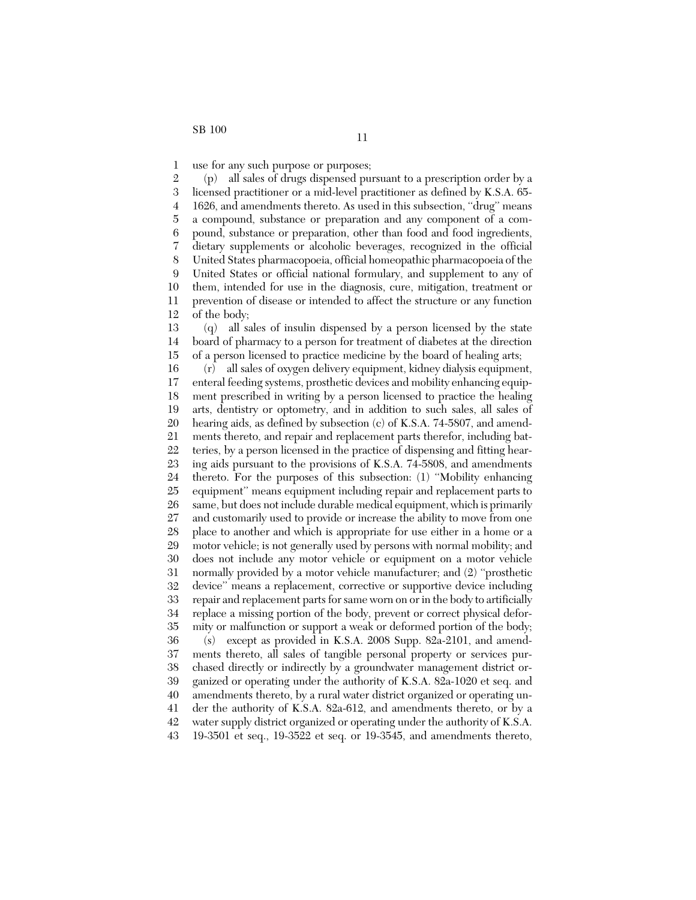use for any such purpose or purposes;

(p) all sales of drugs dispensed pursuant to a prescription order by a licensed practitioner or a mid-level practitioner as defined by K.S.A. 65-1626, and amendments thereto. As used in this subsection, "drug" means a compound, substance or preparation and any component of a compound, substance or preparation, other than food and food ingredients, dietary supplements or alcoholic beverages, recognized in the official United States pharmacopoeia, official homeopathic pharmacopoeia of the United States or official national formulary, and supplement to any of them, intended for use in the diagnosis, cure, mitigation, treatment or prevention of disease or intended to affect the structure or any function of the body;

(q) all sales of insulin dispensed by a person licensed by the state board of pharmacy to a person for treatment of diabetes at the direction of a person licensed to practice medicine by the board of healing arts;

(r) all sales of oxygen delivery equipment, kidney dialysis equipment, enteral feeding systems, prosthetic devices and mobility enhancing equipment prescribed in writing by a person licensed to practice the healing arts, dentistry or optometry, and in addition to such sales, all sales of hearing aids, as defined by subsection (c) of K.S.A. 74-5807, and amendments thereto, and repair and replacement parts therefor, including batteries, by a person licensed in the practice of dispensing and fitting hearing aids pursuant to the provisions of K.S.A. 74-5808, and amendments thereto. For the purposes of this subsection: (1) "Mobility enhancing equipment" means equipment including repair and replacement parts to same, but does not include durable medical equipment, which is primarily and customarily used to provide or increase the ability to move from one place to another and which is appropriate for use either in a home or a motor vehicle; is not generally used by persons with normal mobility; and does not include any motor vehicle or equipment on a motor vehicle normally provided by a motor vehicle manufacturer; and (2) "prosthetic device" means a replacement, corrective or supportive device including repair and replacement parts for same worn on or in the body to artificially replace a missing portion of the body, prevent or correct physical deformity or malfunction or support a weak or deformed portion of the body;

(s) except as provided in K.S.A. 2008 Supp. 82a-2101, and amendments thereto, all sales of tangible personal property or services purchased directly or indirectly by a groundwater management district organized or operating under the authority of K.S.A. 82a-1020 et seq. and amendments thereto, by a rural water district organized or operating under the authority of K.S.A. 82a-612, and amendments thereto, or by a water supply district organized or operating under the authority of K.S.A. 19-3501 et seq., 19-3522 et seq. or 19-3545, and amendments thereto,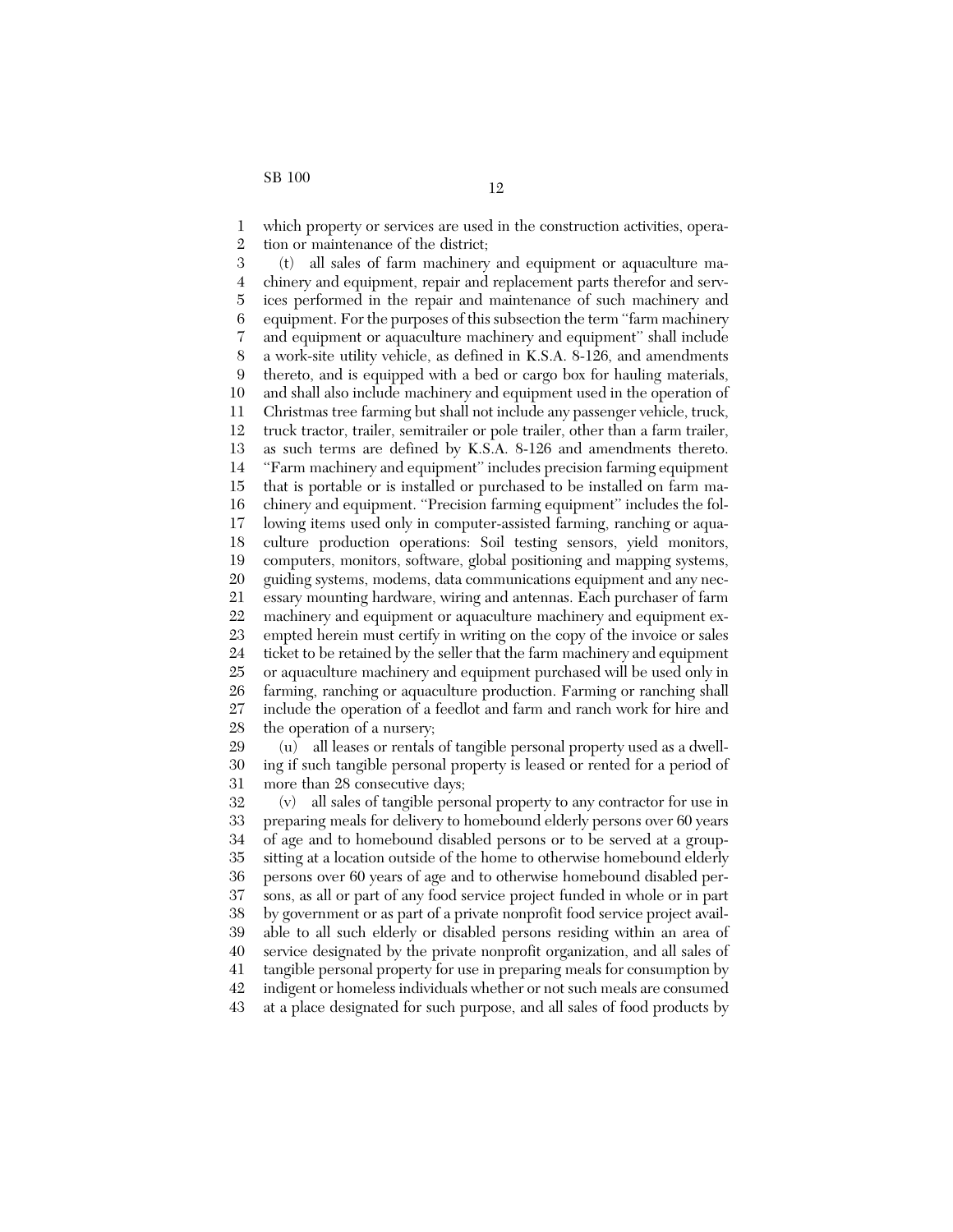which property or services are used in the construction activities, operation or maintenance of the district;

(t) all sales of farm machinery and equipment or aquaculture machinery and equipment, repair and replacement parts therefor and services performed in the repair and maintenance of such machinery and equipment. For the purposes of this subsection the term ''farm machinery and equipment or aquaculture machinery and equipment'' shall include a work-site utility vehicle, as defined in K.S.A. 8-126, and amendments thereto, and is equipped with a bed or cargo box for hauling materials, and shall also include machinery and equipment used in the operation of Christmas tree farming but shall not include any passenger vehicle, truck, truck tractor, trailer, semitrailer or pole trailer, other than a farm trailer, as such terms are defined by K.S.A. 8-126 and amendments thereto. ''Farm machinery and equipment'' includes precision farming equipment that is portable or is installed or purchased to be installed on farm machinery and equipment. ''Precision farming equipment'' includes the following items used only in computer-assisted farming, ranching or aquaculture production operations: Soil testing sensors, yield monitors, computers, monitors, software, global positioning and mapping systems, guiding systems, modems, data communications equipment and any necessary mounting hardware, wiring and antennas. Each purchaser of farm machinery and equipment or aquaculture machinery and equipment exempted herein must certify in writing on the copy of the invoice or sales ticket to be retained by the seller that the farm machinery and equipment or aquaculture machinery and equipment purchased will be used only in farming, ranching or aquaculture production. Farming or ranching shall include the operation of a feedlot and farm and ranch work for hire and the operation of a nursery;

(u) all leases or rentals of tangible personal property used as a dwelling if such tangible personal property is leased or rented for a period of more than 28 consecutive days;

(v) all sales of tangible personal property to any contractor for use in preparing meals for delivery to homebound elderly persons over 60 years of age and to homebound disabled persons or to be served at a group-sitting at a location outside of the home to otherwise homebound elderly persons over 60 years of age and to otherwise homebound disabled persons, as all or part of any food service project funded in whole or in part by government or as part of a private nonprofit food service project available to all such elderly or disabled persons residing within an area of service designated by the private nonprofit organization, and all sales of tangible personal property for use in preparing meals for consumption by indigent or homeless individuals whether or not such meals are consumed at a place designated for such purpose, and all sales of food products by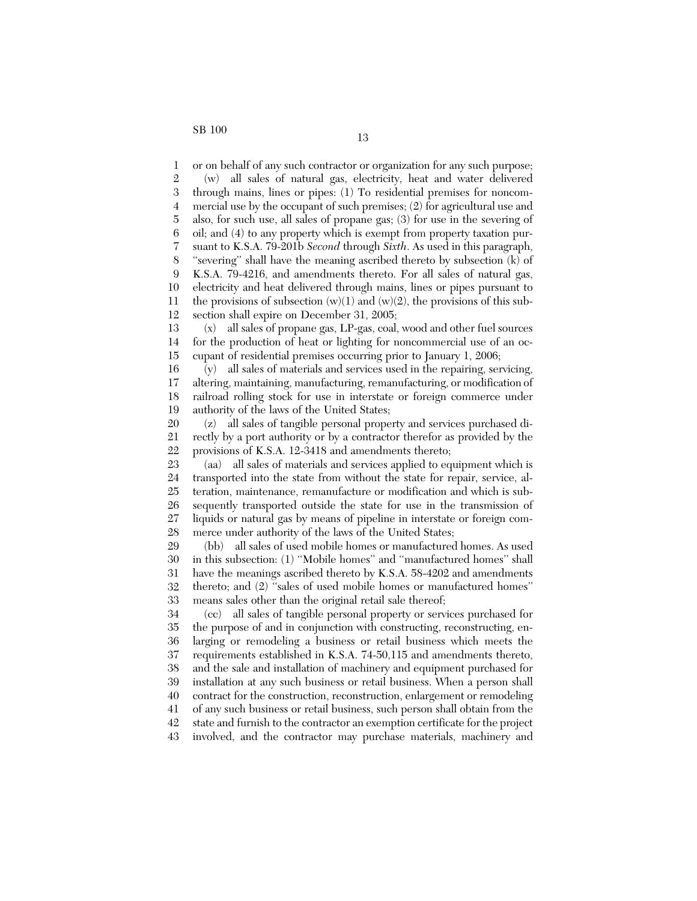or on behalf of any such contractor or organization for any such purpose;

(w) all sales of natural gas, electricity, heat and water delivered through mains, lines or pipes: (1) To residential premises for noncommercial use by the occupant of such premises; (2) for agricultural use and also, for such use, all sales of propane gas; (3) for use in the severing of oil; and (4) to any property which is exempt from property taxation pursuant to K.S.A. 79-201b *Second* through *Sixth*. As used in this paragraph, "severing" shall have the meaning ascribed thereto by subsection (k) of K.S.A. 79-4216, and amendments thereto. For all sales of natural gas, electricity and heat delivered through mains, lines or pipes pursuant to the provisions of subsection (w)(1) and (w)(2), the provisions of this subsection shall expire on December 31, 2005;

(x) all sales of propane gas, LP-gas, coal, wood and other fuel sources for the production of heat or lighting for noncommercial use of an occupant of residential premises occurring prior to January 1, 2006;

(y) all sales of materials and services used in the repairing, servicing, altering, maintaining, manufacturing, remanufacturing, or modification of railroad rolling stock for use in interstate or foreign commerce under authority of the laws of the United States;

(z) all sales of tangible personal property and services purchased directly by a port authority or by a contractor therefor as provided by the provisions of K.S.A. 12-3418 and amendments thereto;

(aa) all sales of materials and services applied to equipment which is transported into the state from without the state for repair, service, alteration, maintenance, remanufacture or modification and which is subsequently transported outside the state for use in the transmission of liquids or natural gas by means of pipeline in interstate or foreign commerce under authority of the laws of the United States;

(bb) all sales of used mobile homes or manufactured homes. As used in this subsection: (1) "Mobile homes" and "manufactured homes" shall have the meanings ascribed thereto by K.S.A. 58-4202 and amendments thereto; and (2) "sales of used mobile homes or manufactured homes" means sales other than the original retail sale thereof;

(cc) all sales of tangible personal property or services purchased for the purpose of and in conjunction with constructing, reconstructing, enlarging or remodeling a business or retail business which meets the requirements established in K.S.A. 74-50,115 and amendments thereto, and the sale and installation of machinery and equipment purchased for installation at any such business or retail business. When a person shall contract for the construction, reconstruction, enlargement or remodeling of any such business or retail business, such person shall obtain from the state and furnish to the contractor an exemption certificate for the project involved, and the contractor may purchase materials, machinery and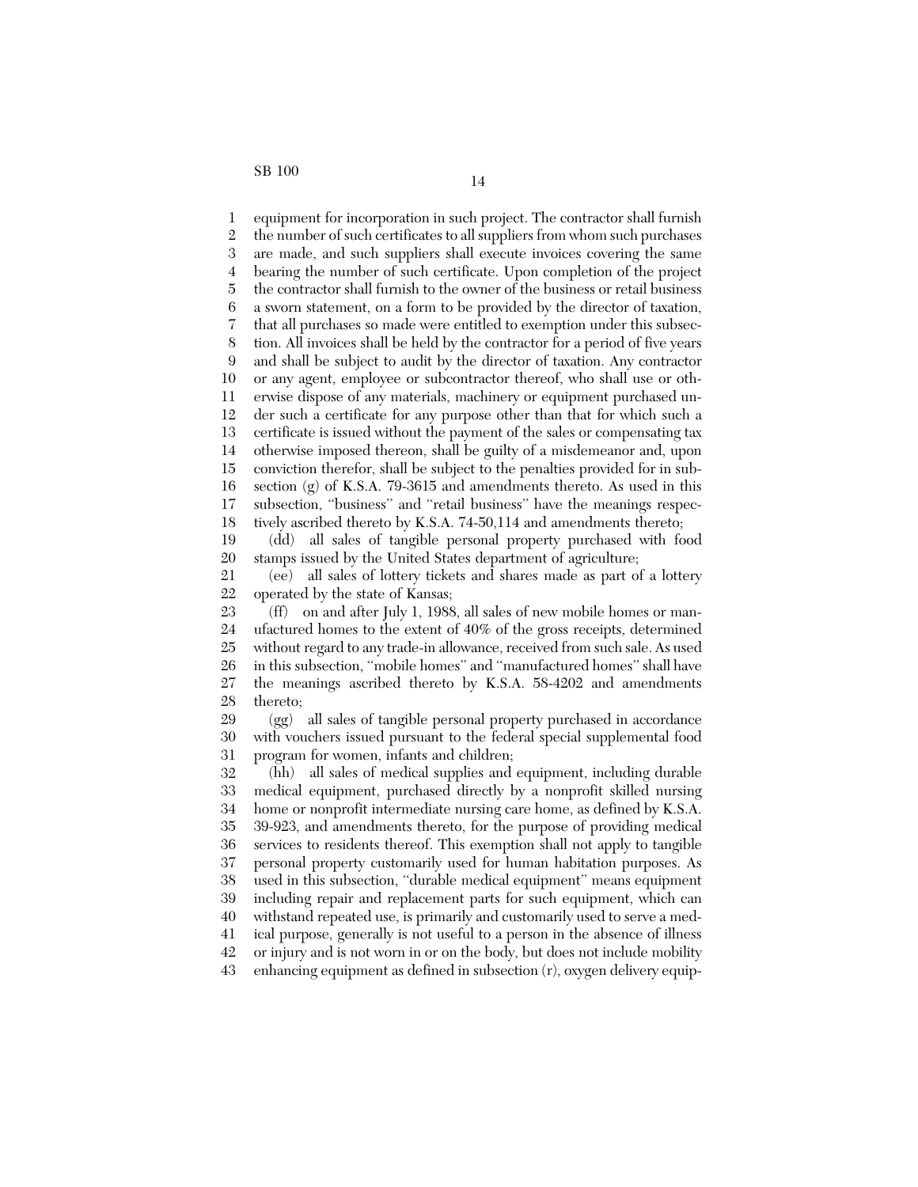equipment for incorporation in such project. The contractor shall furnish the number of such certificates to all suppliers from whom such purchases are made, and such suppliers shall execute invoices covering the same bearing the number of such certificate. Upon completion of the project the contractor shall furnish to the owner of the business or retail business a sworn statement, on a form to be provided by the director of taxation, that all purchases so made were entitled to exemption under this subsection. All invoices shall be held by the contractor for a period of five years and shall be subject to audit by the director of taxation. Any contractor or any agent, employee or subcontractor thereof, who shall use or otherwise dispose of any materials, machinery or equipment purchased under such a certificate for any purpose other than that for which such a certificate is issued without the payment of the sales or compensating tax otherwise imposed thereon, shall be guilty of a misdemeanor and, upon conviction therefor, shall be subject to the penalties provided for in subsection (g) of K.S.A. 79-3615 and amendments thereto. As used in this subsection, "business" and "retail business" have the meanings respectively ascribed thereto by K.S.A. 74-50,114 and amendments thereto;

(dd) all sales of tangible personal property purchased with food stamps issued by the United States department of agriculture;

(ee) all sales of lottery tickets and shares made as part of a lottery operated by the state of Kansas;

(ff) on and after July 1, 1988, all sales of new mobile homes or manufactured homes to the extent of 40% of the gross receipts, determined without regard to any trade-in allowance, received from such sale. As used in this subsection, "mobile homes" and "manufactured homes" shall have the meanings ascribed thereto by K.S.A. 58-4202 and amendments thereto;

(gg) all sales of tangible personal property purchased in accordance with vouchers issued pursuant to the federal special supplemental food program for women, infants and children;

(hh) all sales of medical supplies and equipment, including durable medical equipment, purchased directly by a nonprofit skilled nursing home or nonprofit intermediate nursing care home, as defined by K.S.A. 39-923, and amendments thereto, for the purpose of providing medical services to residents thereof. This exemption shall not apply to tangible personal property customarily used for human habitation purposes. As used in this subsection, "durable medical equipment" means equipment including repair and replacement parts for such equipment, which can withstand repeated use, is primarily and customarily used to serve a medical purpose, generally is not useful to a person in the absence of illness or injury and is not worn in or on the body, but does not include mobility enhancing equipment as defined in subsection (r), oxygen delivery equip-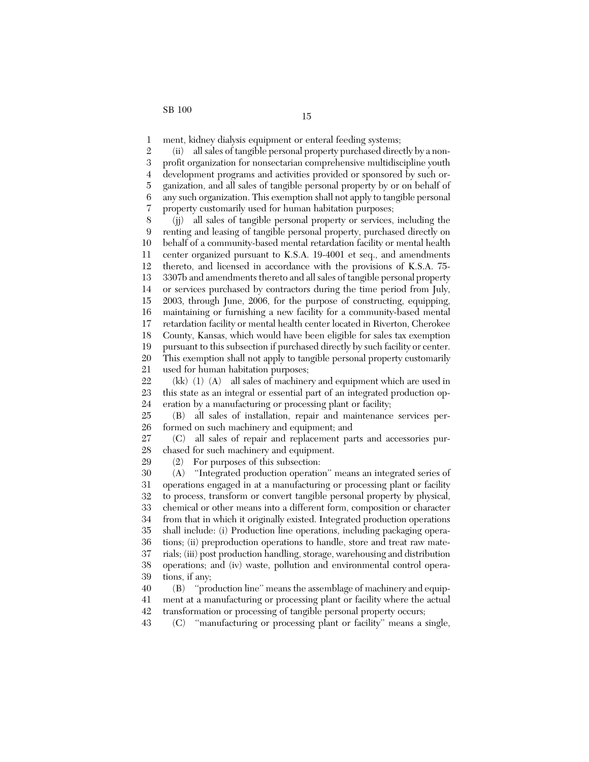ment, kidney dialysis equipment or enteral feeding systems;

(ii) all sales of tangible personal property purchased directly by a nonprofit organization for nonsectarian comprehensive multidiscipline youth development programs and activities provided or sponsored by such organization, and all sales of tangible personal property by or on behalf of any such organization. This exemption shall not apply to tangible personal property customarily used for human habitation purposes;

(jj) all sales of tangible personal property or services, including the renting and leasing of tangible personal property, purchased directly on behalf of a community-based mental retardation facility or mental health center organized pursuant to K.S.A. 19-4001 et seq., and amendments thereto, and licensed in accordance with the provisions of K.S.A. 75-3307b and amendments thereto and all sales of tangible personal property or services purchased by contractors during the time period from July, 2003, through June, 2006, for the purpose of constructing, equipping, maintaining or furnishing a new facility for a community-based mental retardation facility or mental health center located in Riverton, Cherokee County, Kansas, which would have been eligible for sales tax exemption pursuant to this subsection if purchased directly by such facility or center. This exemption shall not apply to tangible personal property customarily used for human habitation purposes;

(kk) (1) (A) all sales of machinery and equipment which are used in this state as an integral or essential part of an integrated production operation by a manufacturing or processing plant or facility;

(B) all sales of installation, repair and maintenance services performed on such machinery and equipment; and

(C) all sales of repair and replacement parts and accessories purchased for such machinery and equipment.

(2) For purposes of this subsection:

(A) "Integrated production operation" means an integrated series of operations engaged in at a manufacturing or processing plant or facility to process, transform or convert tangible personal property by physical, chemical or other means into a different form, composition or character from that in which it originally existed. Integrated production operations shall include: (i) Production line operations, including packaging operations; (ii) preproduction operations to handle, store and treat raw materials; (iii) post production handling, storage, warehousing and distribution operations; and (iv) waste, pollution and environmental control operations, if any;

(B) "production line" means the assemblage of machinery and equipment at a manufacturing or processing plant or facility where the actual transformation or processing of tangible personal property occurs;

(C) "manufacturing or processing plant or facility" means a single,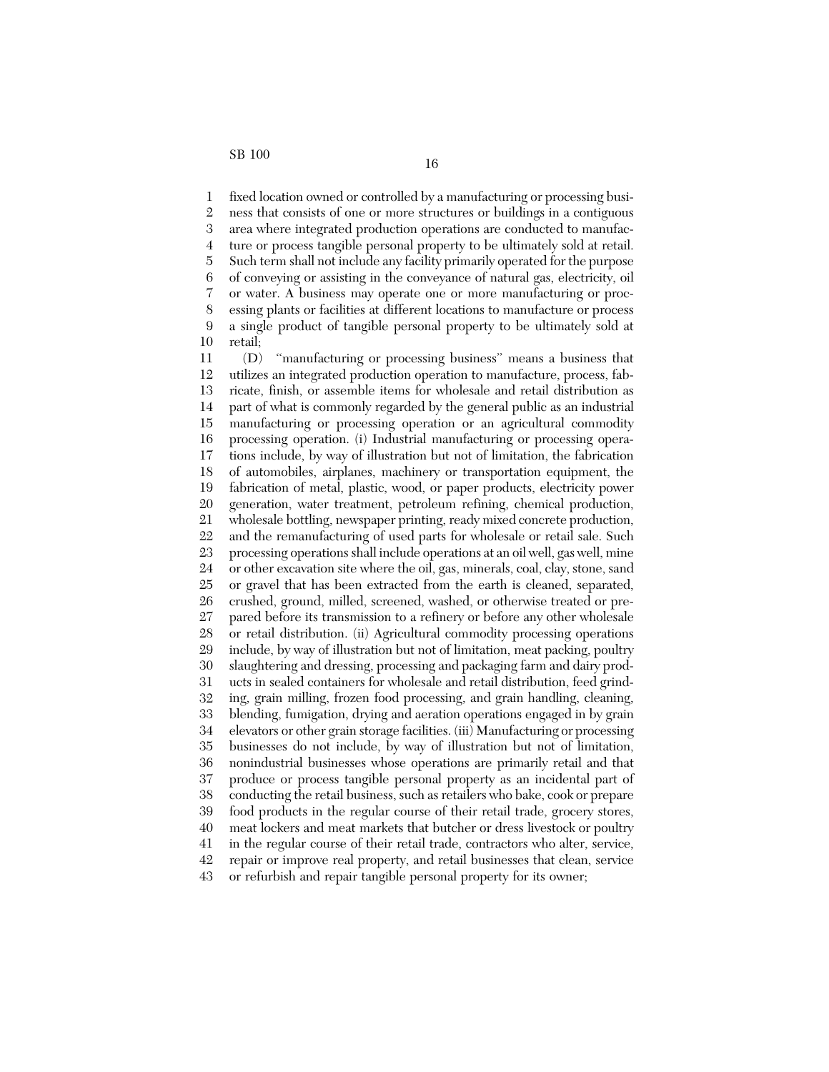fixed location owned or controlled by a manufacturing or processing business that consists of one or more structures or buildings in a contiguous area where integrated production operations are conducted to manufacture or process tangible personal property to be ultimately sold at retail. Such term shall not include any facility primarily operated for the purpose of conveying or assisting in the conveyance of natural gas, electricity, oil or water. A business may operate one or more manufacturing or processing plants or facilities at different locations to manufacture or process a single product of tangible personal property to be ultimately sold at retail;

(D) "manufacturing or processing business" means a business that utilizes an integrated production operation to manufacture, process, fabricate, finish, or assemble items for wholesale and retail distribution as part of what is commonly regarded by the general public as an industrial manufacturing or processing operation or an agricultural commodity processing operation. (i) Industrial manufacturing or processing operations include, by way of illustration but not of limitation, the fabrication of automobiles, airplanes, machinery or transportation equipment, the fabrication of metal, plastic, wood, or paper products, electricity power generation, water treatment, petroleum refining, chemical production, wholesale bottling, newspaper printing, ready mixed concrete production, and the remanufacturing of used parts for wholesale or retail sale. Such processing operations shall include operations at an oil well, gas well, mine or other excavation site where the oil, gas, minerals, coal, clay, stone, sand or gravel that has been extracted from the earth is cleaned, separated, crushed, ground, milled, screened, washed, or otherwise treated or prepared before its transmission to a refinery or before any other wholesale or retail distribution. (ii) Agricultural commodity processing operations include, by way of illustration but not of limitation, meat packing, poultry slaughtering and dressing, processing and packaging farm and dairy products in sealed containers for wholesale and retail distribution, feed grinding, grain milling, frozen food processing, and grain handling, cleaning, blending, fumigation, drying and aeration operations engaged in by grain elevators or other grain storage facilities. (iii) Manufacturing or processing businesses do not include, by way of illustration but not of limitation, nonindustrial businesses whose operations are primarily retail and that produce or process tangible personal property as an incidental part of conducting the retail business, such as retailers who bake, cook or prepare food products in the regular course of their retail trade, grocery stores, meat lockers and meat markets that butcher or dress livestock or poultry in the regular course of their retail trade, contractors who alter, service, repair or improve real property, and retail businesses that clean, service or refurbish and repair tangible personal property for its owner;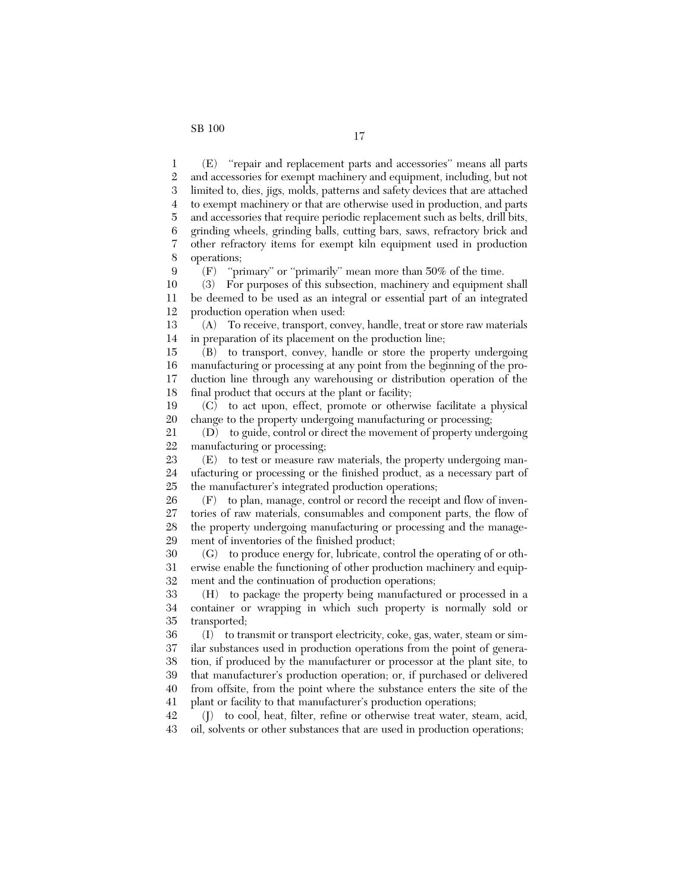(E) "repair and replacement parts and accessories" means all parts and accessories for exempt machinery and equipment, including, but not limited to, dies, jigs, molds, patterns and safety devices that are attached to exempt machinery or that are otherwise used in production, and parts and accessories that require periodic replacement such as belts, drill bits, grinding wheels, grinding balls, cutting bars, saws, refractory brick and other refractory items for exempt kiln equipment used in production operations;

(F) "primary" or "primarily" mean more than 50% of the time.

(3) For purposes of this subsection, machinery and equipment shall be deemed to be used as an integral or essential part of an integrated production operation when used:

(A) To receive, transport, convey, handle, treat or store raw materials in preparation of its placement on the production line;

(B) to transport, convey, handle or store the property undergoing manufacturing or processing at any point from the beginning of the production line through any warehousing or distribution operation of the final product that occurs at the plant or facility;

(C) to act upon, effect, promote or otherwise facilitate a physical change to the property undergoing manufacturing or processing;

(D) to guide, control or direct the movement of property undergoing manufacturing or processing;

(E) to test or measure raw materials, the property undergoing manufacturing or processing or the finished product, as a necessary part of the manufacturer's integrated production operations;

(F) to plan, manage, control or record the receipt and flow of inventories of raw materials, consumables and component parts, the flow of the property undergoing manufacturing or processing and the management of inventories of the finished product;

(G) to produce energy for, lubricate, control the operating of or otherwise enable the functioning of other production machinery and equipment and the continuation of production operations;

(H) to package the property being manufactured or processed in a container or wrapping in which such property is normally sold or transported;

(I) to transmit or transport electricity, coke, gas, water, steam or similar substances used in production operations from the point of generation, if produced by the manufacturer or processor at the plant site, to that manufacturer's production operation; or, if purchased or delivered from offsite, from the point where the substance enters the site of the plant or facility to that manufacturer's production operations;

(J) to cool, heat, filter, refine or otherwise treat water, steam, acid, oil, solvents or other substances that are used in production operations;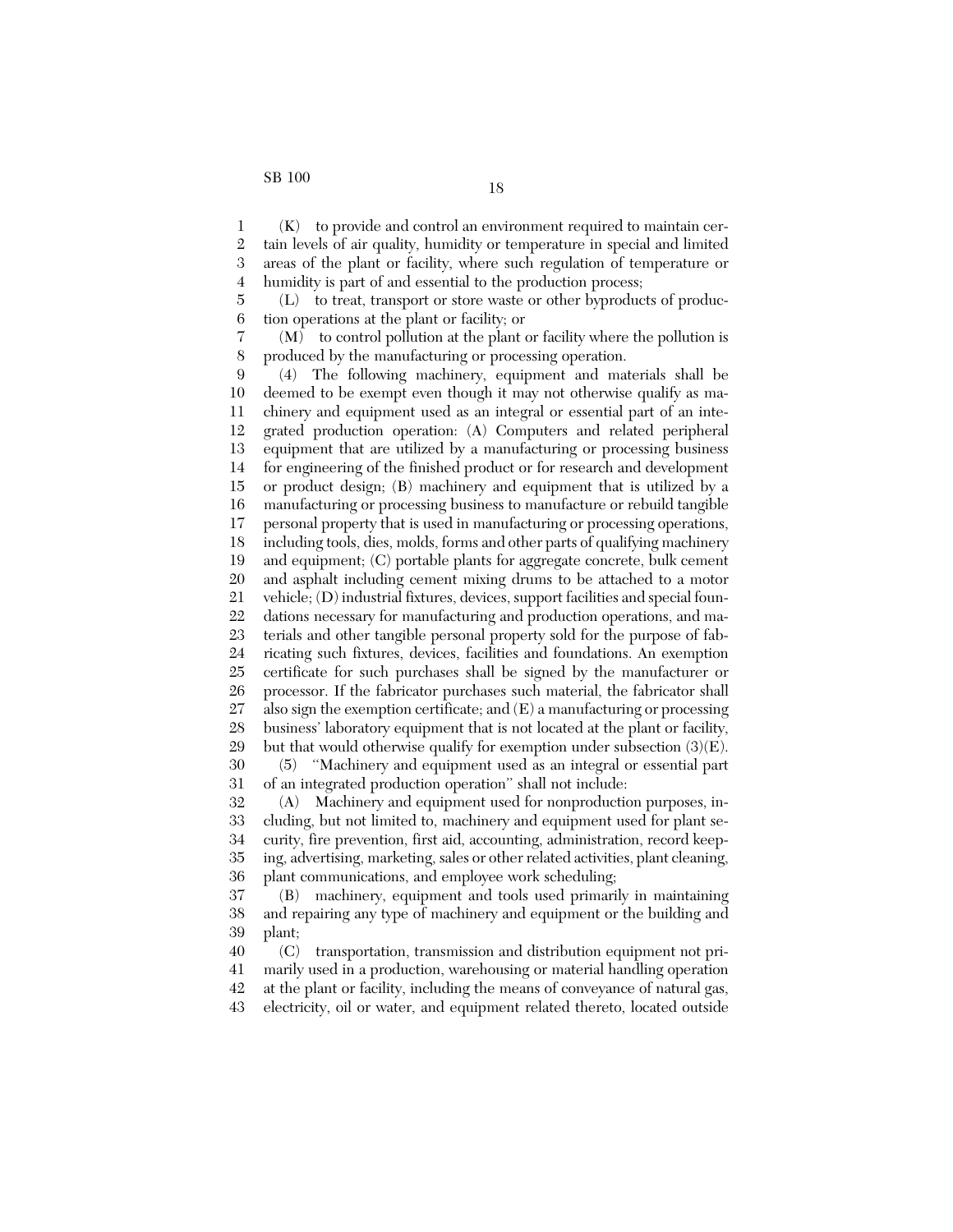(K) to provide and control an environment required to maintain certain levels of air quality, humidity or temperature in special and limited areas of the plant or facility, where such regulation of temperature or humidity is part of and essential to the production process;

(L) to treat, transport or store waste or other byproducts of production operations at the plant or facility; or

(M) to control pollution at the plant or facility where the pollution is produced by the manufacturing or processing operation.

(4) The following machinery, equipment and materials shall be deemed to be exempt even though it may not otherwise qualify as machinery and equipment used as an integral or essential part of an integrated production operation: (A) Computers and related peripheral equipment that are utilized by a manufacturing or processing business for engineering of the finished product or for research and development or product design; (B) machinery and equipment that is utilized by a manufacturing or processing business to manufacture or rebuild tangible personal property that is used in manufacturing or processing operations, including tools, dies, molds, forms and other parts of qualifying machinery and equipment; (C) portable plants for aggregate concrete, bulk cement and asphalt including cement mixing drums to be attached to a motor vehicle; (D) industrial fixtures, devices, support facilities and special foundations necessary for manufacturing and production operations, and materials and other tangible personal property sold for the purpose of fabricating such fixtures, devices, facilities and foundations. An exemption certificate for such purchases shall be signed by the manufacturer or processor. If the fabricator purchases such material, the fabricator shall also sign the exemption certificate; and (E) a manufacturing or processing business' laboratory equipment that is not located at the plant or facility, but that would otherwise qualify for exemption under subsection (3)(E).

(5) "Machinery and equipment used as an integral or essential part of an integrated production operation" shall not include:

(A) Machinery and equipment used for nonproduction purposes, including, but not limited to, machinery and equipment used for plant security, fire prevention, first aid, accounting, administration, record keeping, advertising, marketing, sales or other related activities, plant cleaning, plant communications, and employee work scheduling;

(B) machinery, equipment and tools used primarily in maintaining and repairing any type of machinery and equipment or the building and plant;

(C) transportation, transmission and distribution equipment not primarily used in a production, warehousing or material handling operation at the plant or facility, including the means of conveyance of natural gas, electricity, oil or water, and equipment related thereto, located outside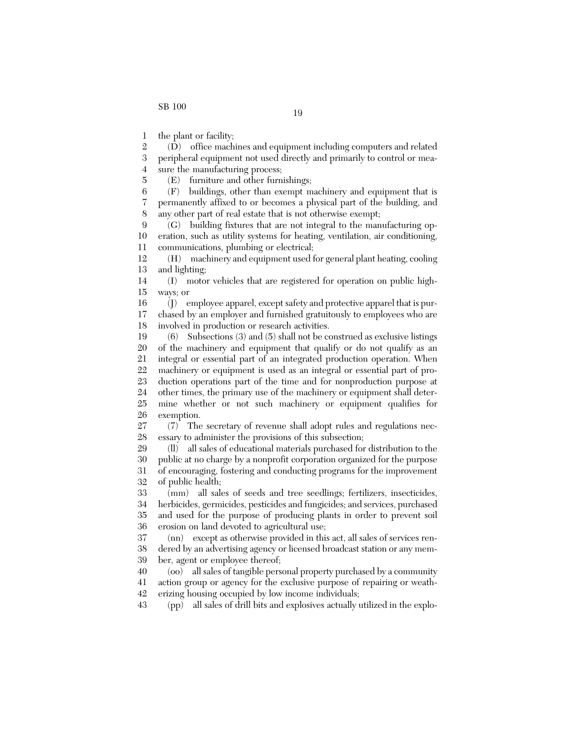the plant or facility;

(D) office machines and equipment including computers and related peripheral equipment not used directly and primarily to control or measure the manufacturing process;

(E) furniture and other furnishings;

(F) buildings, other than exempt machinery and equipment that is permanently affixed to or becomes a physical part of the building, and any other part of real estate that is not otherwise exempt;

(G) building fixtures that are not integral to the manufacturing operation, such as utility systems for heating, ventilation, air conditioning, communications, plumbing or electrical;

(H) machinery and equipment used for general plant heating, cooling and lighting;

(I) motor vehicles that are registered for operation on public highways; or

(J) employee apparel, except safety and protective apparel that is purchased by an employer and furnished gratuitously to employees who are involved in production or research activities.

(6) Subsections (3) and (5) shall not be construed as exclusive listings of the machinery and equipment that qualify or do not qualify as an integral or essential part of an integrated production operation. When machinery or equipment is used as an integral or essential part of production operations part of the time and for nonproduction purpose at other times, the primary use of the machinery or equipment shall determine whether or not such machinery or equipment qualifies for exemption.

(7) The secretary of revenue shall adopt rules and regulations necessary to administer the provisions of this subsection;

(ll) all sales of educational materials purchased for distribution to the public at no charge by a nonprofit corporation organized for the purpose of encouraging, fostering and conducting programs for the improvement of public health;

(mm) all sales of seeds and tree seedlings; fertilizers, insecticides, herbicides, germicides, pesticides and fungicides; and services, purchased and used for the purpose of producing plants in order to prevent soil erosion on land devoted to agricultural use;

(nn) except as otherwise provided in this act, all sales of services rendered by an advertising agency or licensed broadcast station or any member, agent or employee thereof;

(oo) all sales of tangible personal property purchased by a community action group or agency for the exclusive purpose of repairing or weatherizing housing occupied by low income individuals;

(pp) all sales of drill bits and explosives actually utilized in the explo-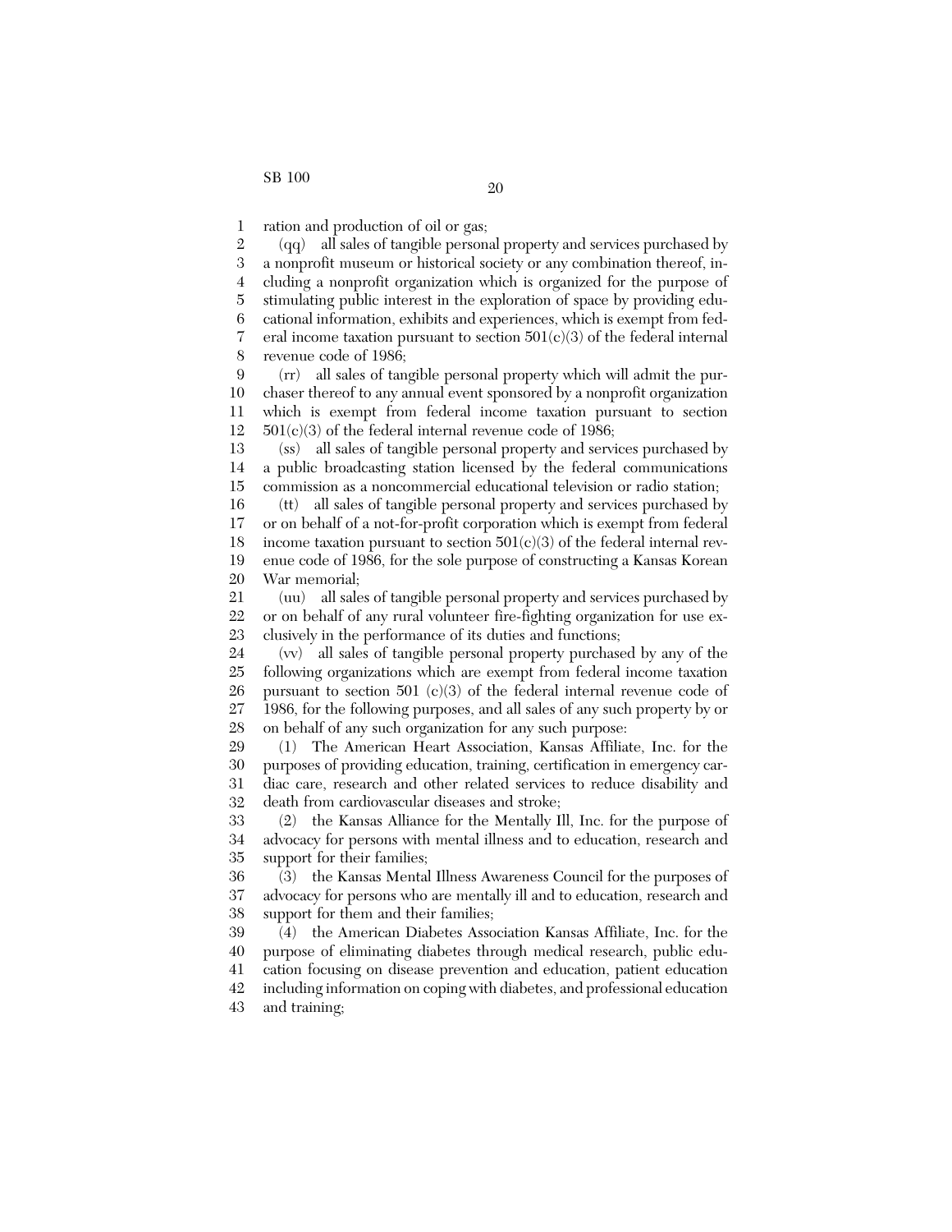ration and production of oil or gas;

(qq) all sales of tangible personal property and services purchased by a nonprofit museum or historical society or any combination thereof, including a nonprofit organization which is organized for the purpose of stimulating public interest in the exploration of space by providing educational information, exhibits and experiences, which is exempt from federal income taxation pursuant to section 501(c)(3) of the federal internal revenue code of 1986;

(rr) all sales of tangible personal property which will admit the purchaser thereof to any annual event sponsored by a nonprofit organization which is exempt from federal income taxation pursuant to section 501(c)(3) of the federal internal revenue code of 1986;

(ss) all sales of tangible personal property and services purchased by a public broadcasting station licensed by the federal communications commission as a noncommercial educational television or radio station;

(tt) all sales of tangible personal property and services purchased by or on behalf of a not-for-profit corporation which is exempt from federal income taxation pursuant to section 501(c)(3) of the federal internal revenue code of 1986, for the sole purpose of constructing a Kansas Korean War memorial;

(uu) all sales of tangible personal property and services purchased by or on behalf of any rural volunteer fire-fighting organization for use exclusively in the performance of its duties and functions;

(vv) all sales of tangible personal property purchased by any of the following organizations which are exempt from federal income taxation pursuant to section 501 (c)(3) of the federal internal revenue code of 1986, for the following purposes, and all sales of any such property by or on behalf of any such organization for any such purpose:

(1) The American Heart Association, Kansas Affiliate, Inc. for the purposes of providing education, training, certification in emergency cardiac care, research and other related services to reduce disability and death from cardiovascular diseases and stroke;

(2) the Kansas Alliance for the Mentally Ill, Inc. for the purpose of advocacy for persons with mental illness and to education, research and support for their families;

(3) the Kansas Mental Illness Awareness Council for the purposes of advocacy for persons who are mentally ill and to education, research and support for them and their families;

(4) the American Diabetes Association Kansas Affiliate, Inc. for the purpose of eliminating diabetes through medical research, public education focusing on disease prevention and education, patient education including information on coping with diabetes, and professional education and training;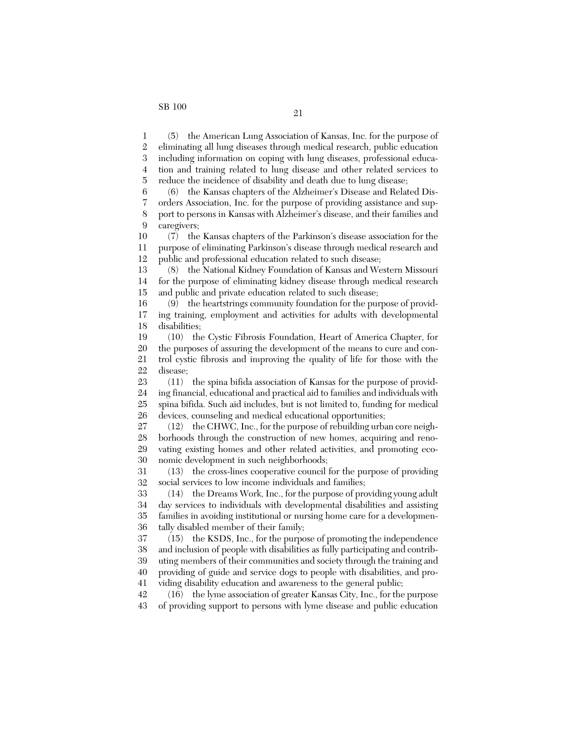(5) the American Lung Association of Kansas, Inc. for the purpose of eliminating all lung diseases through medical research, public education including information on coping with lung diseases, professional education and training related to lung disease and other related services to reduce the incidence of disability and death due to lung disease;

(6) the Kansas chapters of the Alzheimer's Disease and Related Disorders Association, Inc. for the purpose of providing assistance and support to persons in Kansas with Alzheimer's disease, and their families and caregivers;

(7) the Kansas chapters of the Parkinson's disease association for the purpose of eliminating Parkinson's disease through medical research and public and professional education related to such disease;

(8) the National Kidney Foundation of Kansas and Western Missouri for the purpose of eliminating kidney disease through medical research and public and private education related to such disease;

(9) the heartstrings community foundation for the purpose of providing training, employment and activities for adults with developmental disabilities;

(10) the Cystic Fibrosis Foundation, Heart of America Chapter, for the purposes of assuring the development of the means to cure and control cystic fibrosis and improving the quality of life for those with the disease;

(11) the spina bifida association of Kansas for the purpose of providing financial, educational and practical aid to families and individuals with spina bifida. Such aid includes, but is not limited to, funding for medical devices, counseling and medical educational opportunities;

(12) the CHWC, Inc., for the purpose of rebuilding urban core neighborhoods through the construction of new homes, acquiring and renovating existing homes and other related activities, and promoting economic development in such neighborhoods;

(13) the cross-lines cooperative council for the purpose of providing social services to low income individuals and families;

(14) the Dreams Work, Inc., for the purpose of providing young adult day services to individuals with developmental disabilities and assisting families in avoiding institutional or nursing home care for a developmentally disabled member of their family;

(15) the KSDS, Inc., for the purpose of promoting the independence and inclusion of people with disabilities as fully participating and contributing members of their communities and society through the training and providing of guide and service dogs to people with disabilities, and providing disability education and awareness to the general public;

(16) the lyme association of greater Kansas City, Inc., for the purpose of providing support to persons with lyme disease and public education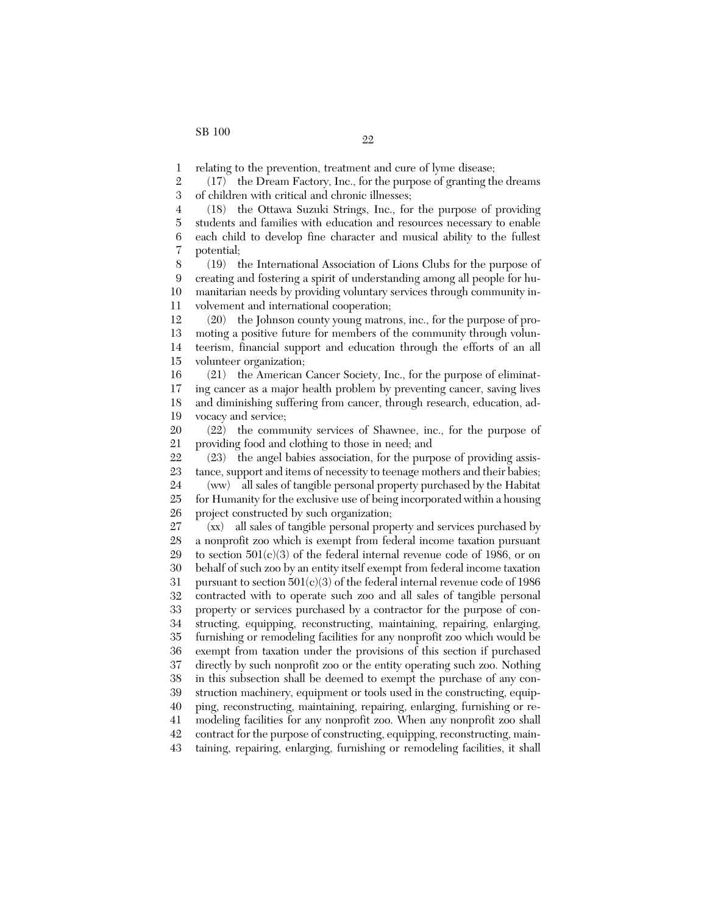relating to the prevention, treatment and cure of lyme disease;

(17) the Dream Factory, Inc., for the purpose of granting the dreams of children with critical and chronic illnesses;

(18) the Ottawa Suzuki Strings, Inc., for the purpose of providing students and families with education and resources necessary to enable each child to develop fine character and musical ability to the fullest potential;

(19) the International Association of Lions Clubs for the purpose of creating and fostering a spirit of understanding among all people for humanitarian needs by providing voluntary services through community involvement and international cooperation;

(20) the Johnson county young matrons, inc., for the purpose of promoting a positive future for members of the community through volunteerism, financial support and education through the efforts of an all volunteer organization;

(21) the American Cancer Society, Inc., for the purpose of eliminating cancer as a major health problem by preventing cancer, saving lives and diminishing suffering from cancer, through research, education, advocacy and service;

(22) the community services of Shawnee, inc., for the purpose of providing food and clothing to those in need; and

(23) the angel babies association, for the purpose of providing assistance, support and items of necessity to teenage mothers and their babies;

(ww) all sales of tangible personal property purchased by the Habitat for Humanity for the exclusive use of being incorporated within a housing project constructed by such organization;

(xx) all sales of tangible personal property and services purchased by a nonprofit zoo which is exempt from federal income taxation pursuant to section 501(c)(3) of the federal internal revenue code of 1986, or on behalf of such zoo by an entity itself exempt from federal income taxation pursuant to section 501(c)(3) of the federal internal revenue code of 1986 contracted with to operate such zoo and all sales of tangible personal property or services purchased by a contractor for the purpose of constructing, equipping, reconstructing, maintaining, repairing, enlarging, furnishing or remodeling facilities for any nonprofit zoo which would be exempt from taxation under the provisions of this section if purchased directly by such nonprofit zoo or the entity operating such zoo. Nothing in this subsection shall be deemed to exempt the purchase of any construction machinery, equipment or tools used in the constructing, equipping, reconstructing, maintaining, repairing, enlarging, furnishing or remodeling facilities for any nonprofit zoo. When any nonprofit zoo shall contract for the purpose of constructing, equipping, reconstructing, maintaining, repairing, enlarging, furnishing or remodeling facilities, it shall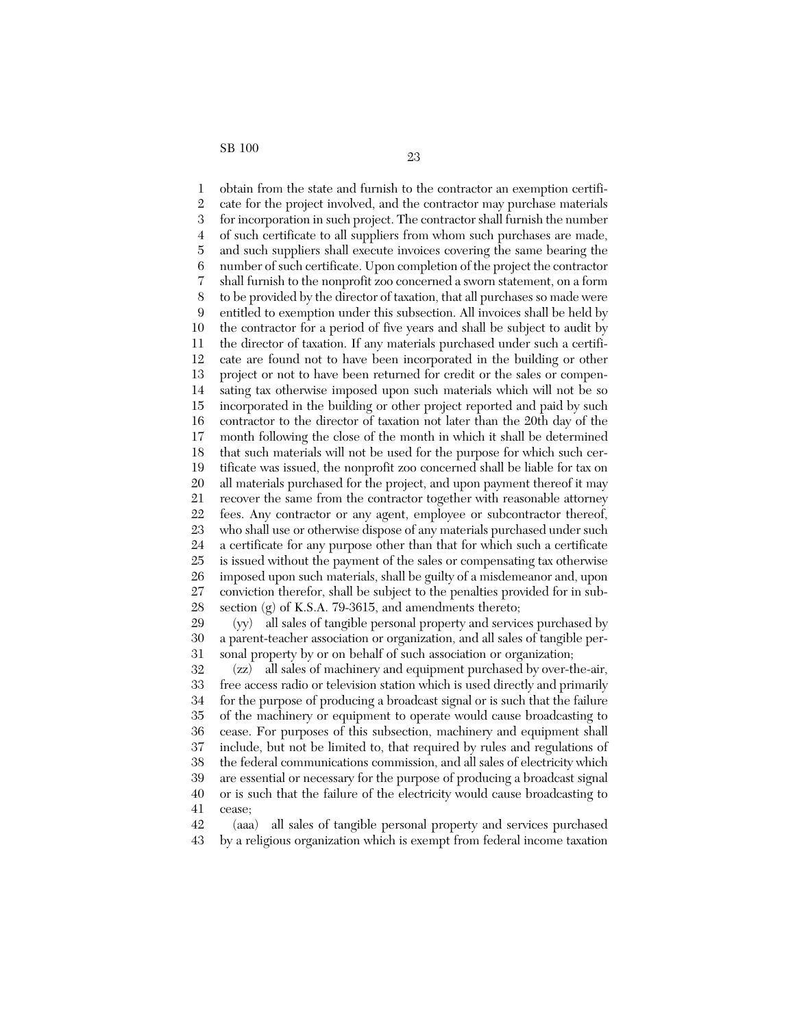obtain from the state and furnish to the contractor an exemption certificate for the project involved, and the contractor may purchase materials for incorporation in such project. The contractor shall furnish the number of such certificate to all suppliers from whom such purchases are made, and such suppliers shall execute invoices covering the same bearing the number of such certificate. Upon completion of the project the contractor shall furnish to the nonprofit zoo concerned a sworn statement, on a form to be provided by the director of taxation, that all purchases so made were entitled to exemption under this subsection. All invoices shall be held by the contractor for a period of five years and shall be subject to audit by the director of taxation. If any materials purchased under such a certificate are found not to have been incorporated in the building or other project or not to have been returned for credit or the sales or compensating tax otherwise imposed upon such materials which will not be so incorporated in the building or other project reported and paid by such contractor to the director of taxation not later than the 20th day of the month following the close of the month in which it shall be determined that such materials will not be used for the purpose for which such certificate was issued, the nonprofit zoo concerned shall be liable for tax on all materials purchased for the project, and upon payment thereof it may recover the same from the contractor together with reasonable attorney fees. Any contractor or any agent, employee or subcontractor thereof, who shall use or otherwise dispose of any materials purchased under such a certificate for any purpose other than that for which such a certificate is issued without the payment of the sales or compensating tax otherwise imposed upon such materials, shall be guilty of a misdemeanor and, upon conviction therefor, shall be subject to the penalties provided for in subsection (g) of K.S.A. 79-3615, and amendments thereto;

(yy) all sales of tangible personal property and services purchased by a parent-teacher association or organization, and all sales of tangible personal property by or on behalf of such association or organization;

(zz) all sales of machinery and equipment purchased by over-the-air, free access radio or television station which is used directly and primarily for the purpose of producing a broadcast signal or is such that the failure of the machinery or equipment to operate would cause broadcasting to cease. For purposes of this subsection, machinery and equipment shall include, but not be limited to, that required by rules and regulations of the federal communications commission, and all sales of electricity which are essential or necessary for the purpose of producing a broadcast signal or is such that the failure of the electricity would cause broadcasting to cease;

(aaa) all sales of tangible personal property and services purchased by a religious organization which is exempt from federal income taxation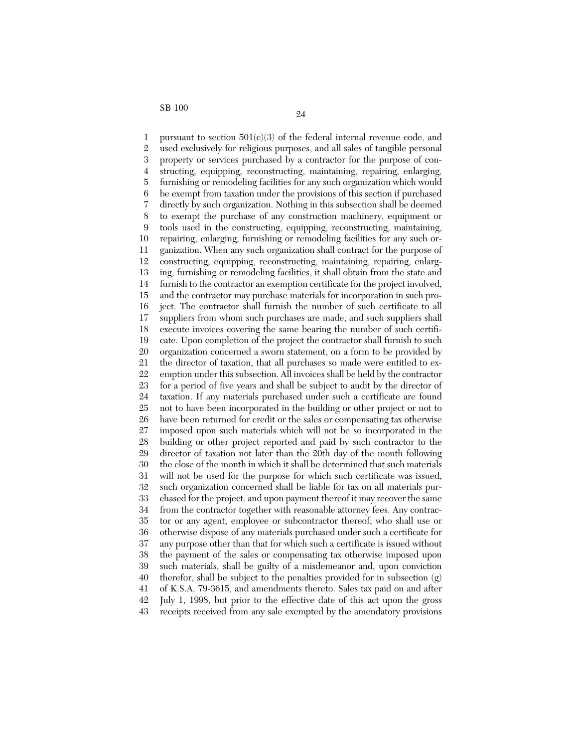pursuant to section 501(c)(3) of the federal internal revenue code, and used exclusively for religious purposes, and all sales of tangible personal property or services purchased by a contractor for the purpose of constructing, equipping, reconstructing, maintaining, repairing, enlarging, furnishing or remodeling facilities for any such organization which would be exempt from taxation under the provisions of this section if purchased directly by such organization. Nothing in this subsection shall be deemed to exempt the purchase of any construction machinery, equipment or tools used in the constructing, equipping, reconstructing, maintaining, repairing, enlarging, furnishing or remodeling facilities for any such organization. When any such organization shall contract for the purpose of constructing, equipping, reconstructing, maintaining, repairing, enlarging, furnishing or remodeling facilities, it shall obtain from the state and furnish to the contractor an exemption certificate for the project involved, and the contractor may purchase materials for incorporation in such project. The contractor shall furnish the number of such certificate to all suppliers from whom such purchases are made, and such suppliers shall execute invoices covering the same bearing the number of such certificate. Upon completion of the project the contractor shall furnish to such organization concerned a sworn statement, on a form to be provided by the director of taxation, that all purchases so made were entitled to exemption under this subsection. All invoices shall be held by the contractor for a period of five years and shall be subject to audit by the director of taxation. If any materials purchased under such a certificate are found not to have been incorporated in the building or other project or not to have been returned for credit or the sales or compensating tax otherwise imposed upon such materials which will not be so incorporated in the building or other project reported and paid by such contractor to the director of taxation not later than the 20th day of the month following the close of the month in which it shall be determined that such materials will not be used for the purpose for which such certificate was issued, such organization concerned shall be liable for tax on all materials purchased for the project, and upon payment thereof it may recover the same from the contractor together with reasonable attorney fees. Any contractor or any agent, employee or subcontractor thereof, who shall use or otherwise dispose of any materials purchased under such a certificate for any purpose other than that for which such a certificate is issued without the payment of the sales or compensating tax otherwise imposed upon such materials, shall be guilty of a misdemeanor and, upon conviction therefor, shall be subject to the penalties provided for in subsection (g) of K.S.A. 79-3615, and amendments thereto. Sales tax paid on and after July 1, 1998, but prior to the effective date of this act upon the gross receipts received from any sale exempted by the amendatory provisions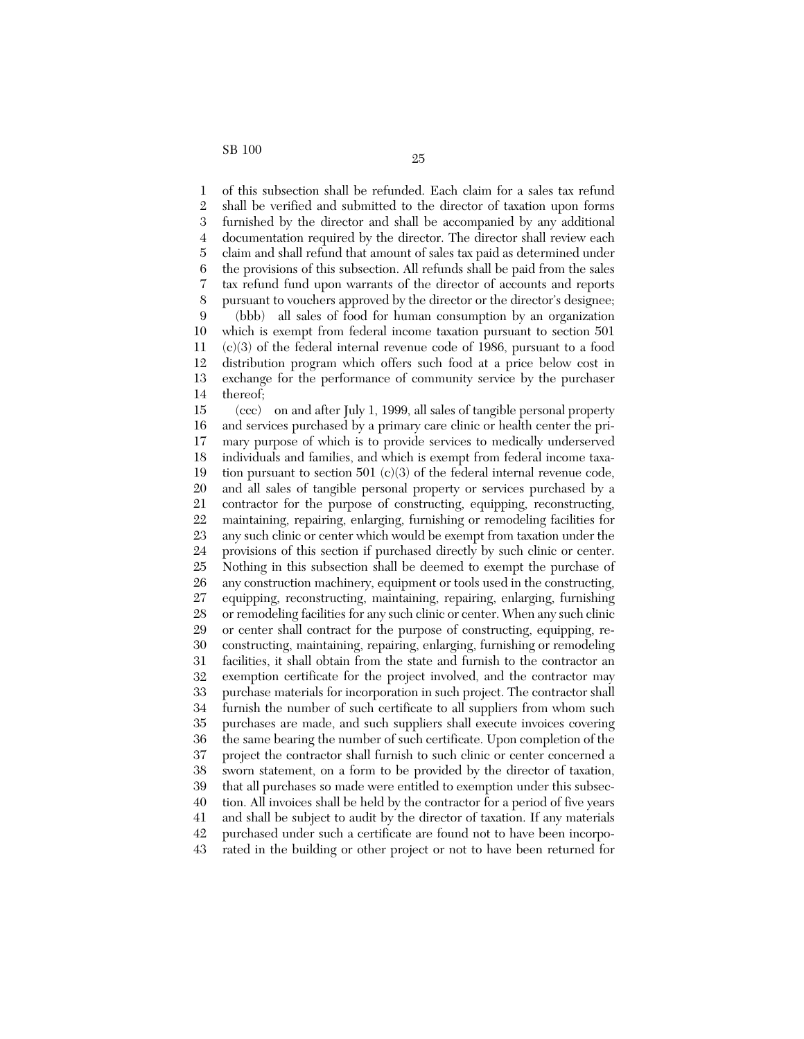of this subsection shall be refunded. Each claim for a sales tax refund shall be verified and submitted to the director of taxation upon forms furnished by the director and shall be accompanied by any additional documentation required by the director. The director shall review each claim and shall refund that amount of sales tax paid as determined under the provisions of this subsection. All refunds shall be paid from the sales tax refund fund upon warrants of the director of accounts and reports pursuant to vouchers approved by the director or the director's designee;

(bbb) all sales of food for human consumption by an organization which is exempt from federal income taxation pursuant to section 501 (c)(3) of the federal internal revenue code of 1986, pursuant to a food distribution program which offers such food at a price below cost in exchange for the performance of community service by the purchaser thereof;

(ccc) on and after July 1, 1999, all sales of tangible personal property and services purchased by a primary care clinic or health center the primary purpose of which is to provide services to medically underserved individuals and families, and which is exempt from federal income taxation pursuant to section 501 (c)(3) of the federal internal revenue code, and all sales of tangible personal property or services purchased by a contractor for the purpose of constructing, equipping, reconstructing, maintaining, repairing, enlarging, furnishing or remodeling facilities for any such clinic or center which would be exempt from taxation under the provisions of this section if purchased directly by such clinic or center. Nothing in this subsection shall be deemed to exempt the purchase of any construction machinery, equipment or tools used in the constructing, equipping, reconstructing, maintaining, repairing, enlarging, furnishing or remodeling facilities for any such clinic or center. When any such clinic or center shall contract for the purpose of constructing, equipping, reconstructing, maintaining, repairing, enlarging, furnishing or remodeling facilities, it shall obtain from the state and furnish to the contractor an exemption certificate for the project involved, and the contractor may purchase materials for incorporation in such project. The contractor shall furnish the number of such certificate to all suppliers from whom such purchases are made, and such suppliers shall execute invoices covering the same bearing the number of such certificate. Upon completion of the project the contractor shall furnish to such clinic or center concerned a sworn statement, on a form to be provided by the director of taxation, that all purchases so made were entitled to exemption under this subsection. All invoices shall be held by the contractor for a period of five years and shall be subject to audit by the director of taxation. If any materials purchased under such a certificate are found not to have been incorporated in the building or other project or not to have been returned for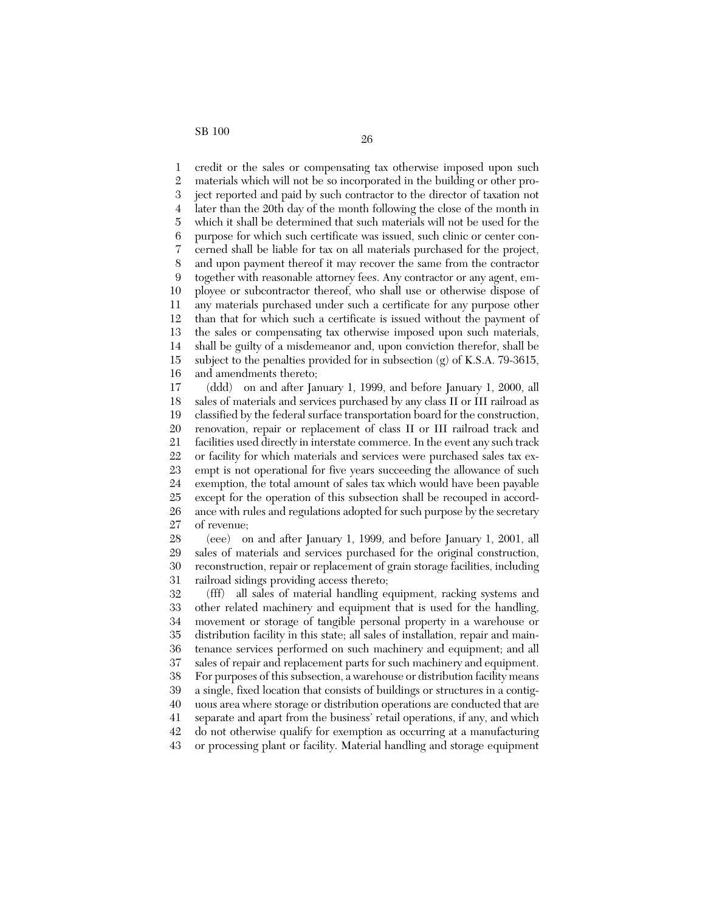credit or the sales or compensating tax otherwise imposed upon such materials which will not be so incorporated in the building or other project reported and paid by such contractor to the director of taxation not later than the 20th day of the month following the close of the month in which it shall be determined that such materials will not be used for the purpose for which such certificate was issued, such clinic or center concerned shall be liable for tax on all materials purchased for the project, and upon payment thereof it may recover the same from the contractor together with reasonable attorney fees. Any contractor or any agent, employee or subcontractor thereof, who shall use or otherwise dispose of any materials purchased under such a certificate for any purpose other than that for which such a certificate is issued without the payment of the sales or compensating tax otherwise imposed upon such materials, shall be guilty of a misdemeanor and, upon conviction therefor, shall be subject to the penalties provided for in subsection (g) of K.S.A. 79-3615, and amendments thereto;

(ddd) on and after January 1, 1999, and before January 1, 2000, all sales of materials and services purchased by any class II or III railroad as classified by the federal surface transportation board for the construction, renovation, repair or replacement of class II or III railroad track and facilities used directly in interstate commerce. In the event any such track or facility for which materials and services were purchased sales tax exempt is not operational for five years succeeding the allowance of such exemption, the total amount of sales tax which would have been payable except for the operation of this subsection shall be recouped in accordance with rules and regulations adopted for such purpose by the secretary of revenue;

(eee) on and after January 1, 1999, and before January 1, 2001, all sales of materials and services purchased for the original construction, reconstruction, repair or replacement of grain storage facilities, including railroad sidings providing access thereto;

(fff) all sales of material handling equipment, racking systems and other related machinery and equipment that is used for the handling, movement or storage of tangible personal property in a warehouse or distribution facility in this state; all sales of installation, repair and maintenance services performed on such machinery and equipment; and all sales of repair and replacement parts for such machinery and equipment. For purposes of this subsection, a warehouse or distribution facility means a single, fixed location that consists of buildings or structures in a contiguous area where storage or distribution operations are conducted that are separate and apart from the business' retail operations, if any, and which do not otherwise qualify for exemption as occurring at a manufacturing or processing plant or facility. Material handling and storage equipment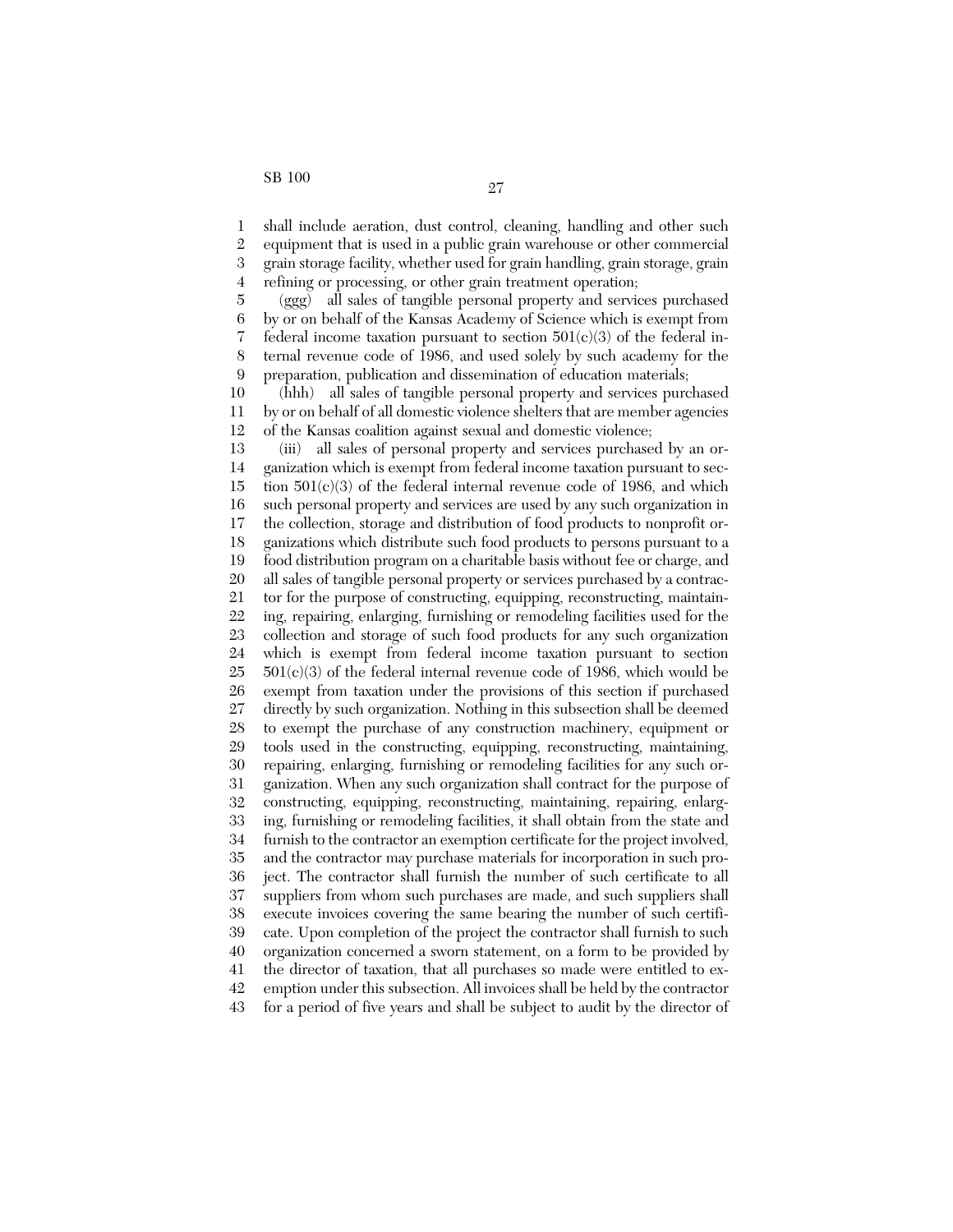shall include aeration, dust control, cleaning, handling and other such equipment that is used in a public grain warehouse or other commercial grain storage facility, whether used for grain handling, grain storage, grain refining or processing, or other grain treatment operation;

(ggg) all sales of tangible personal property and services purchased by or on behalf of the Kansas Academy of Science which is exempt from federal income taxation pursuant to section 501(c)(3) of the federal internal revenue code of 1986, and used solely by such academy for the preparation, publication and dissemination of education materials;

(hhh) all sales of tangible personal property and services purchased by or on behalf of all domestic violence shelters that are member agencies of the Kansas coalition against sexual and domestic violence;

(iii) all sales of personal property and services purchased by an organization which is exempt from federal income taxation pursuant to section 501(c)(3) of the federal internal revenue code of 1986, and which such personal property and services are used by any such organization in the collection, storage and distribution of food products to nonprofit organizations which distribute such food products to persons pursuant to a food distribution program on a charitable basis without fee or charge, and all sales of tangible personal property or services purchased by a contractor for the purpose of constructing, equipping, reconstructing, maintaining, repairing, enlarging, furnishing or remodeling facilities used for the collection and storage of such food products for any such organization which is exempt from federal income taxation pursuant to section 501(c)(3) of the federal internal revenue code of 1986, which would be exempt from taxation under the provisions of this section if purchased directly by such organization. Nothing in this subsection shall be deemed to exempt the purchase of any construction machinery, equipment or tools used in the constructing, equipping, reconstructing, maintaining, repairing, enlarging, furnishing or remodeling facilities for any such organization. When any such organization shall contract for the purpose of constructing, equipping, reconstructing, maintaining, repairing, enlarging, furnishing or remodeling facilities, it shall obtain from the state and furnish to the contractor an exemption certificate for the project involved, and the contractor may purchase materials for incorporation in such project. The contractor shall furnish the number of such certificate to all suppliers from whom such purchases are made, and such suppliers shall execute invoices covering the same bearing the number of such certificate. Upon completion of the project the contractor shall furnish to such organization concerned a sworn statement, on a form to be provided by the director of taxation, that all purchases so made were entitled to exemption under this subsection. All invoices shall be held by the contractor for a period of five years and shall be subject to audit by the director of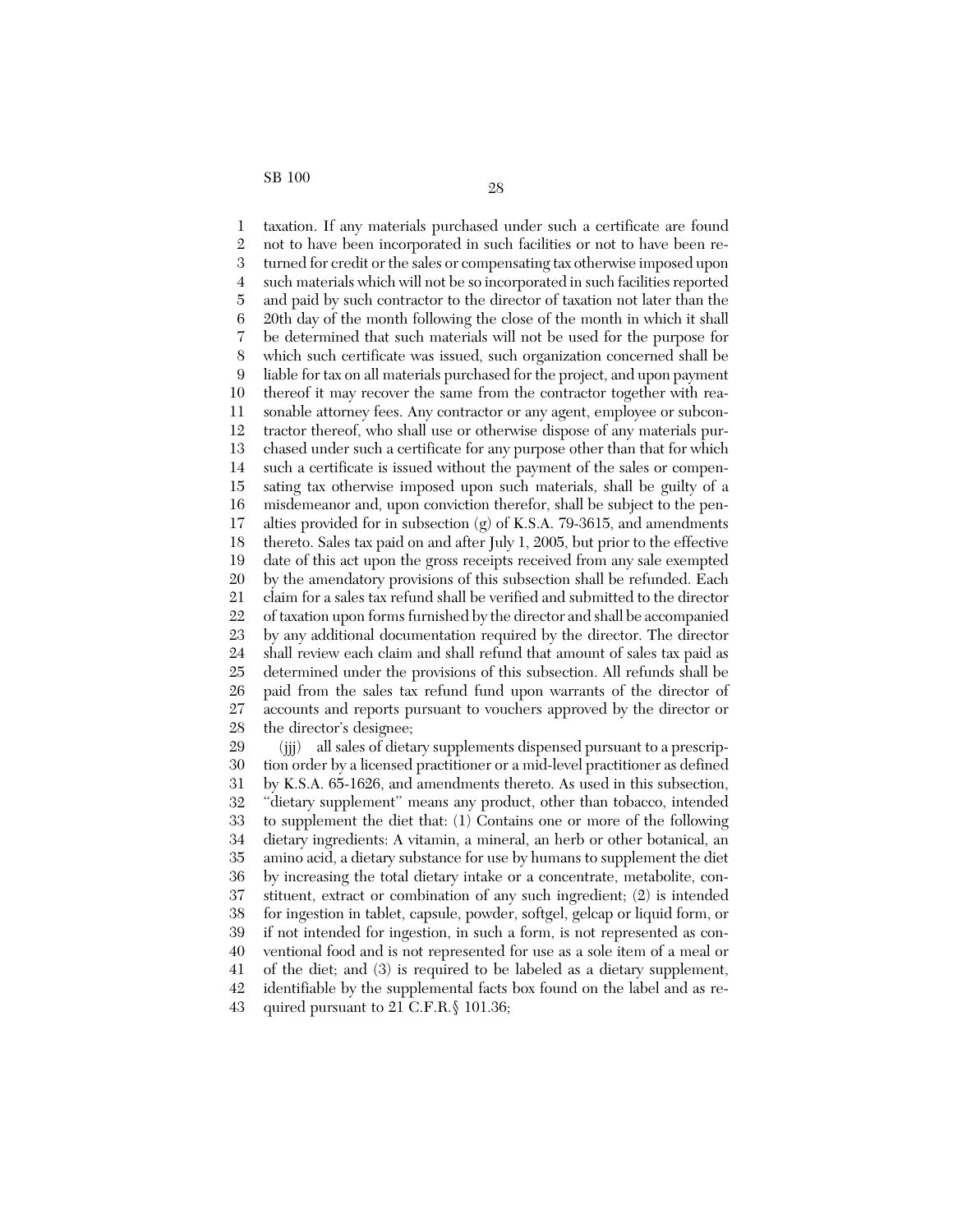taxation. If any materials purchased under such a certificate are found not to have been incorporated in such facilities or not to have been returned for credit or the sales or compensating tax otherwise imposed upon such materials which will not be so incorporated in such facilities reported and paid by such contractor to the director of taxation not later than the 20th day of the month following the close of the month in which it shall be determined that such materials will not be used for the purpose for which such certificate was issued, such organization concerned shall be liable for tax on all materials purchased for the project, and upon payment thereof it may recover the same from the contractor together with reasonable attorney fees. Any contractor or any agent, employee or subcontractor thereof, who shall use or otherwise dispose of any materials purchased under such a certificate for any purpose other than that for which such a certificate is issued without the payment of the sales or compensating tax otherwise imposed upon such materials, shall be guilty of a misdemeanor and, upon conviction therefor, shall be subject to the penalties provided for in subsection (g) of K.S.A. 79-3615, and amendments thereto. Sales tax paid on and after July 1, 2005, but prior to the effective date of this act upon the gross receipts received from any sale exempted by the amendatory provisions of this subsection shall be refunded. Each claim for a sales tax refund shall be verified and submitted to the director of taxation upon forms furnished by the director and shall be accompanied by any additional documentation required by the director. The director shall review each claim and shall refund that amount of sales tax paid as determined under the provisions of this subsection. All refunds shall be paid from the sales tax refund fund upon warrants of the director of accounts and reports pursuant to vouchers approved by the director or the director's designee;

(jjj) all sales of dietary supplements dispensed pursuant to a prescription order by a licensed practitioner or a mid-level practitioner as defined by K.S.A. 65-1626, and amendments thereto. As used in this subsection, "dietary supplement" means any product, other than tobacco, intended to supplement the diet that: (1) Contains one or more of the following dietary ingredients: A vitamin, a mineral, an herb or other botanical, an amino acid, a dietary substance for use by humans to supplement the diet by increasing the total dietary intake or a concentrate, metabolite, constituent, extract or combination of any such ingredient; (2) is intended for ingestion in tablet, capsule, powder, softgel, gelcap or liquid form, or if not intended for ingestion, in such a form, is not represented as conventional food and is not represented for use as a sole item of a meal or of the diet; and (3) is required to be labeled as a dietary supplement, identifiable by the supplemental facts box found on the label and as required pursuant to 21 C.F.R.§ 101.36;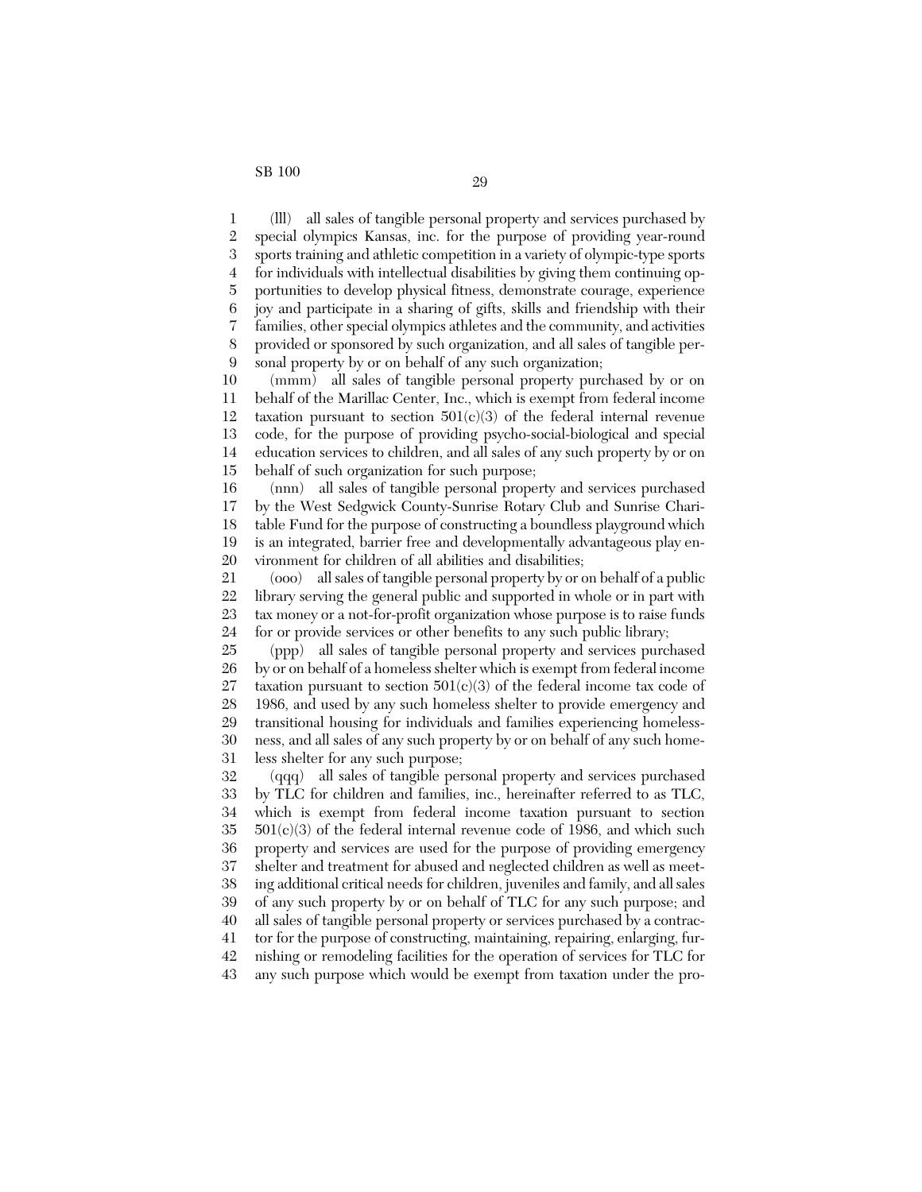(lll) all sales of tangible personal property and services purchased by special olympics Kansas, inc. for the purpose of providing year-round sports training and athletic competition in a variety of olympic-type sports for individuals with intellectual disabilities by giving them continuing opportunities to develop physical fitness, demonstrate courage, experience joy and participate in a sharing of gifts, skills and friendship with their families, other special olympics athletes and the community, and activities provided or sponsored by such organization, and all sales of tangible personal property by or on behalf of any such organization;

(mmm) all sales of tangible personal property purchased by or on behalf of the Marillac Center, Inc., which is exempt from federal income taxation pursuant to section 501(c)(3) of the federal internal revenue code, for the purpose of providing psycho-social-biological and special education services to children, and all sales of any such property by or on behalf of such organization for such purpose;

(nnn) all sales of tangible personal property and services purchased by the West Sedgwick County-Sunrise Rotary Club and Sunrise Charitable Fund for the purpose of constructing a boundless playground which is an integrated, barrier free and developmentally advantageous play environment for children of all abilities and disabilities;

(ooo) all sales of tangible personal property by or on behalf of a public library serving the general public and supported in whole or in part with tax money or a not-for-profit organization whose purpose is to raise funds for or provide services or other benefits to any such public library;

(ppp) all sales of tangible personal property and services purchased by or on behalf of a homeless shelter which is exempt from federal income taxation pursuant to section 501(c)(3) of the federal income tax code of 1986, and used by any such homeless shelter to provide emergency and transitional housing for individuals and families experiencing homelessness, and all sales of any such property by or on behalf of any such homeless shelter for any such purpose;

(qqq) all sales of tangible personal property and services purchased by TLC for children and families, inc., hereinafter referred to as TLC, which is exempt from federal income taxation pursuant to section 501(c)(3) of the federal internal revenue code of 1986, and which such property and services are used for the purpose of providing emergency shelter and treatment for abused and neglected children as well as meeting additional critical needs for children, juveniles and family, and all sales of any such property by or on behalf of TLC for any such purpose; and all sales of tangible personal property or services purchased by a contractor for the purpose of constructing, maintaining, repairing, enlarging, furnishing or remodeling facilities for the operation of services for TLC for any such purpose which would be exempt from taxation under the pro-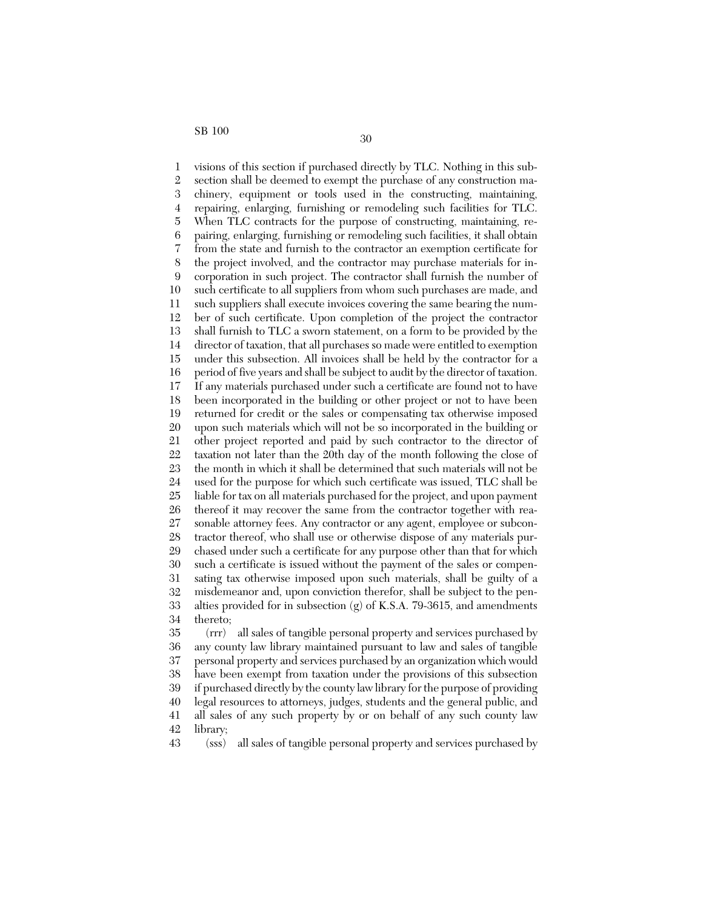visions of this section if purchased directly by TLC. Nothing in this subsection shall be deemed to exempt the purchase of any construction machinery, equipment or tools used in the constructing, maintaining, repairing, enlarging, furnishing or remodeling such facilities for TLC. When TLC contracts for the purpose of constructing, maintaining, repairing, enlarging, furnishing or remodeling such facilities, it shall obtain from the state and furnish to the contractor an exemption certificate for the project involved, and the contractor may purchase materials for incorporation in such project. The contractor shall furnish the number of such certificate to all suppliers from whom such purchases are made, and such suppliers shall execute invoices covering the same bearing the number of such certificate. Upon completion of the project the contractor shall furnish to TLC a sworn statement, on a form to be provided by the director of taxation, that all purchases so made were entitled to exemption under this subsection. All invoices shall be held by the contractor for a period of five years and shall be subject to audit by the director of taxation. If any materials purchased under such a certificate are found not to have been incorporated in the building or other project or not to have been returned for credit or the sales or compensating tax otherwise imposed upon such materials which will not be so incorporated in the building or other project reported and paid by such contractor to the director of taxation not later than the 20th day of the month following the close of the month in which it shall be determined that such materials will not be used for the purpose for which such certificate was issued, TLC shall be liable for tax on all materials purchased for the project, and upon payment thereof it may recover the same from the contractor together with reasonable attorney fees. Any contractor or any agent, employee or subcontractor thereof, who shall use or otherwise dispose of any materials purchased under such a certificate for any purpose other than that for which such a certificate is issued without the payment of the sales or compensating tax otherwise imposed upon such materials, shall be guilty of a misdemeanor and, upon conviction therefor, shall be subject to the penalties provided for in subsection (g) of K.S.A. 79-3615, and amendments thereto;

(rrr) all sales of tangible personal property and services purchased by any county law library maintained pursuant to law and sales of tangible personal property and services purchased by an organization which would have been exempt from taxation under the provisions of this subsection if purchased directly by the county law library for the purpose of providing legal resources to attorneys, judges, students and the general public, and all sales of any such property by or on behalf of any such county law library;

(sss) all sales of tangible personal property and services purchased by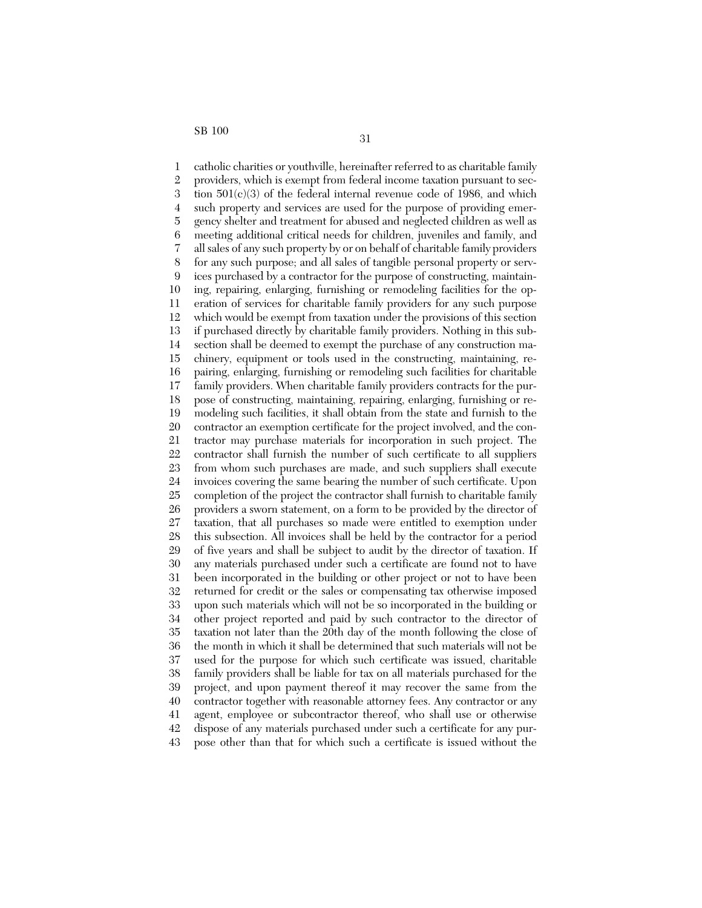catholic charities or youthville, hereinafter referred to as charitable family providers, which is exempt from federal income taxation pursuant to section 501(c)(3) of the federal internal revenue code of 1986, and which such property and services are used for the purpose of providing emergency shelter and treatment for abused and neglected children as well as meeting additional critical needs for children, juveniles and family, and all sales of any such property by or on behalf of charitable family providers for any such purpose; and all sales of tangible personal property or services purchased by a contractor for the purpose of constructing, maintaining, repairing, enlarging, furnishing or remodeling facilities for the operation of services for charitable family providers for any such purpose which would be exempt from taxation under the provisions of this section if purchased directly by charitable family providers. Nothing in this subsection shall be deemed to exempt the purchase of any construction machinery, equipment or tools used in the constructing, maintaining, repairing, enlarging, furnishing or remodeling such facilities for charitable family providers. When charitable family providers contracts for the purpose of constructing, maintaining, repairing, enlarging, furnishing or remodeling such facilities, it shall obtain from the state and furnish to the contractor an exemption certificate for the project involved, and the contractor may purchase materials for incorporation in such project. The contractor shall furnish the number of such certificate to all suppliers from whom such purchases are made, and such suppliers shall execute invoices covering the same bearing the number of such certificate. Upon completion of the project the contractor shall furnish to charitable family providers a sworn statement, on a form to be provided by the director of taxation, that all purchases so made were entitled to exemption under this subsection. All invoices shall be held by the contractor for a period of five years and shall be subject to audit by the director of taxation. If any materials purchased under such a certificate are found not to have been incorporated in the building or other project or not to have been returned for credit or the sales or compensating tax otherwise imposed upon such materials which will not be so incorporated in the building or other project reported and paid by such contractor to the director of taxation not later than the 20th day of the month following the close of the month in which it shall be determined that such materials will not be used for the purpose for which such certificate was issued, charitable family providers shall be liable for tax on all materials purchased for the project, and upon payment thereof it may recover the same from the contractor together with reasonable attorney fees. Any contractor or any agent, employee or subcontractor thereof, who shall use or otherwise dispose of any materials purchased under such a certificate for any purpose other than that for which such a certificate is issued without the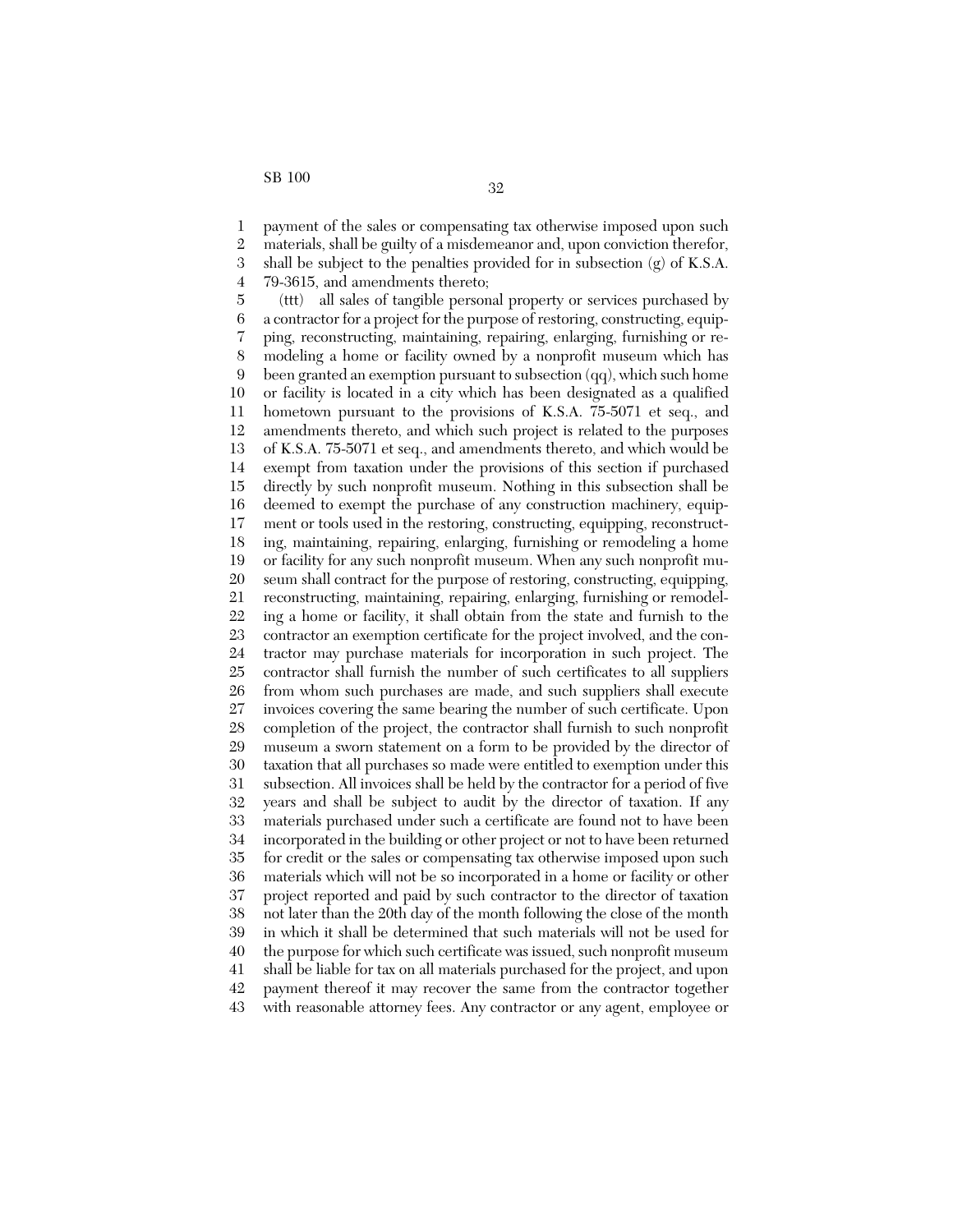payment of the sales or compensating tax otherwise imposed upon such materials, shall be guilty of a misdemeanor and, upon conviction therefor, shall be subject to the penalties provided for in subsection (g) of K.S.A. 79-3615, and amendments thereto;

(ttt) all sales of tangible personal property or services purchased by a contractor for a project for the purpose of restoring, constructing, equipping, reconstructing, maintaining, repairing, enlarging, furnishing or remodeling a home or facility owned by a nonprofit museum which has been granted an exemption pursuant to subsection (qq), which such home or facility is located in a city which has been designated as a qualified hometown pursuant to the provisions of K.S.A. 75-5071 et seq., and amendments thereto, and which such project is related to the purposes of K.S.A. 75-5071 et seq., and amendments thereto, and which would be exempt from taxation under the provisions of this section if purchased directly by such nonprofit museum. Nothing in this subsection shall be deemed to exempt the purchase of any construction machinery, equipment or tools used in the restoring, constructing, equipping, reconstructing, maintaining, repairing, enlarging, furnishing or remodeling a home or facility for any such nonprofit museum. When any such nonprofit museum shall contract for the purpose of restoring, constructing, equipping, reconstructing, maintaining, repairing, enlarging, furnishing or remodeling a home or facility, it shall obtain from the state and furnish to the contractor an exemption certificate for the project involved, and the contractor may purchase materials for incorporation in such project. The contractor shall furnish the number of such certificates to all suppliers from whom such purchases are made, and such suppliers shall execute invoices covering the same bearing the number of such certificate. Upon completion of the project, the contractor shall furnish to such nonprofit museum a sworn statement on a form to be provided by the director of taxation that all purchases so made were entitled to exemption under this subsection. All invoices shall be held by the contractor for a period of five years and shall be subject to audit by the director of taxation. If any materials purchased under such a certificate are found not to have been incorporated in the building or other project or not to have been returned for credit or the sales or compensating tax otherwise imposed upon such materials which will not be so incorporated in a home or facility or other project reported and paid by such contractor to the director of taxation not later than the 20th day of the month following the close of the month in which it shall be determined that such materials will not be used for the purpose for which such certificate was issued, such nonprofit museum shall be liable for tax on all materials purchased for the project, and upon payment thereof it may recover the same from the contractor together with reasonable attorney fees. Any contractor or any agent, employee or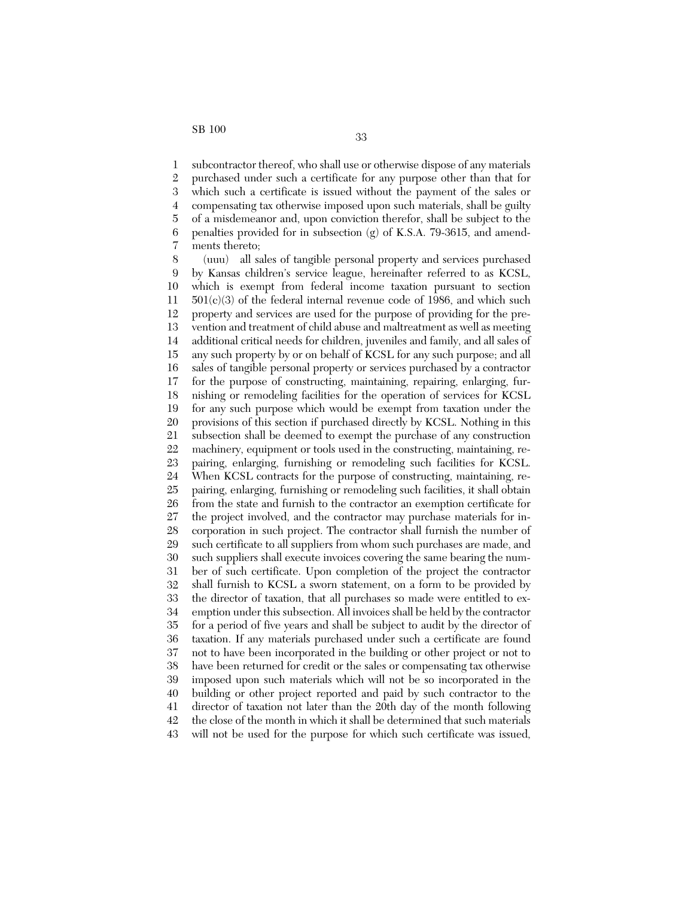subcontractor thereof, who shall use or otherwise dispose of any materials purchased under such a certificate for any purpose other than that for which such a certificate is issued without the payment of the sales or compensating tax otherwise imposed upon such materials, shall be guilty of a misdemeanor and, upon conviction therefor, shall be subject to the penalties provided for in subsection (g) of K.S.A. 79-3615, and amendments thereto;

(uuu) all sales of tangible personal property and services purchased by Kansas children's service league, hereinafter referred to as KCSL, which is exempt from federal income taxation pursuant to section 501(c)(3) of the federal internal revenue code of 1986, and which such property and services are used for the purpose of providing for the prevention and treatment of child abuse and maltreatment as well as meeting additional critical needs for children, juveniles and family, and all sales of any such property by or on behalf of KCSL for any such purpose; and all sales of tangible personal property or services purchased by a contractor for the purpose of constructing, maintaining, repairing, enlarging, furnishing or remodeling facilities for the operation of services for KCSL for any such purpose which would be exempt from taxation under the provisions of this section if purchased directly by KCSL. Nothing in this subsection shall be deemed to exempt the purchase of any construction machinery, equipment or tools used in the constructing, maintaining, repairing, enlarging, furnishing or remodeling such facilities for KCSL. When KCSL contracts for the purpose of constructing, maintaining, repairing, enlarging, furnishing or remodeling such facilities, it shall obtain from the state and furnish to the contractor an exemption certificate for the project involved, and the contractor may purchase materials for incorporation in such project. The contractor shall furnish the number of such certificate to all suppliers from whom such purchases are made, and such suppliers shall execute invoices covering the same bearing the number of such certificate. Upon completion of the project the contractor shall furnish to KCSL a sworn statement, on a form to be provided by the director of taxation, that all purchases so made were entitled to exemption under this subsection. All invoices shall be held by the contractor for a period of five years and shall be subject to audit by the director of taxation. If any materials purchased under such a certificate are found not to have been incorporated in the building or other project or not to have been returned for credit or the sales or compensating tax otherwise imposed upon such materials which will not be so incorporated in the building or other project reported and paid by such contractor to the director of taxation not later than the 20th day of the month following the close of the month in which it shall be determined that such materials will not be used for the purpose for which such certificate was issued,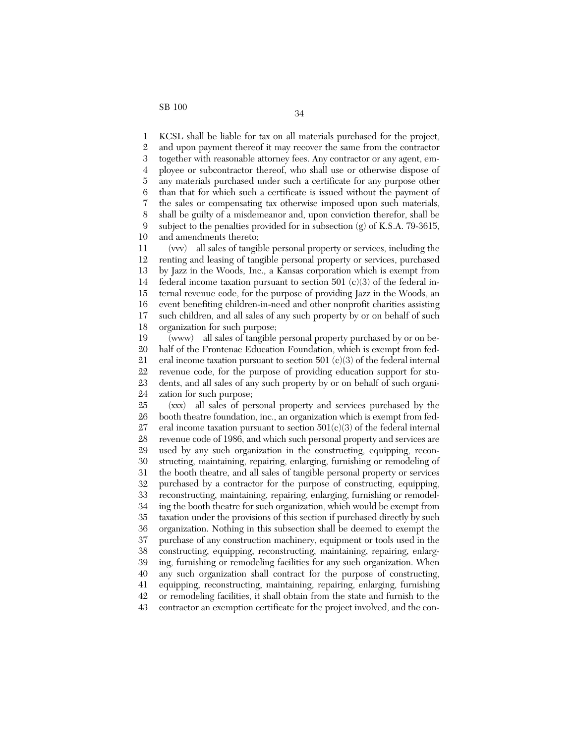KCSL shall be liable for tax on all materials purchased for the project, and upon payment thereof it may recover the same from the contractor together with reasonable attorney fees. Any contractor or any agent, employee or subcontractor thereof, who shall use or otherwise dispose of any materials purchased under such a certificate for any purpose other than that for which such a certificate is issued without the payment of the sales or compensating tax otherwise imposed upon such materials, shall be guilty of a misdemeanor and, upon conviction therefor, shall be subject to the penalties provided for in subsection (g) of K.S.A. 79-3615, and amendments thereto;

(vvv) all sales of tangible personal property or services, including the renting and leasing of tangible personal property or services, purchased by Jazz in the Woods, Inc., a Kansas corporation which is exempt from federal income taxation pursuant to section 501 (c)(3) of the federal internal revenue code, for the purpose of providing Jazz in the Woods, an event benefiting children-in-need and other nonprofit charities assisting such children, and all sales of any such property by or on behalf of such organization for such purpose;

(www) all sales of tangible personal property purchased by or on behalf of the Frontenac Education Foundation, which is exempt from federal income taxation pursuant to section 501 (c)(3) of the federal internal revenue code, for the purpose of providing education support for students, and all sales of any such property by or on behalf of such organization for such purpose;

(xxx) all sales of personal property and services purchased by the booth theatre foundation, inc., an organization which is exempt from federal income taxation pursuant to section 501(c)(3) of the federal internal revenue code of 1986, and which such personal property and services are used by any such organization in the constructing, equipping, reconstructing, maintaining, repairing, enlarging, furnishing or remodeling of the booth theatre, and all sales of tangible personal property or services purchased by a contractor for the purpose of constructing, equipping, reconstructing, maintaining, repairing, enlarging, furnishing or remodeling the booth theatre for such organization, which would be exempt from taxation under the provisions of this section if purchased directly by such organization. Nothing in this subsection shall be deemed to exempt the purchase of any construction machinery, equipment or tools used in the constructing, equipping, reconstructing, maintaining, repairing, enlarging, furnishing or remodeling facilities for any such organization. When any such organization shall contract for the purpose of constructing, equipping, reconstructing, maintaining, repairing, enlarging, furnishing or remodeling facilities, it shall obtain from the state and furnish to the contractor an exemption certificate for the project involved, and the con-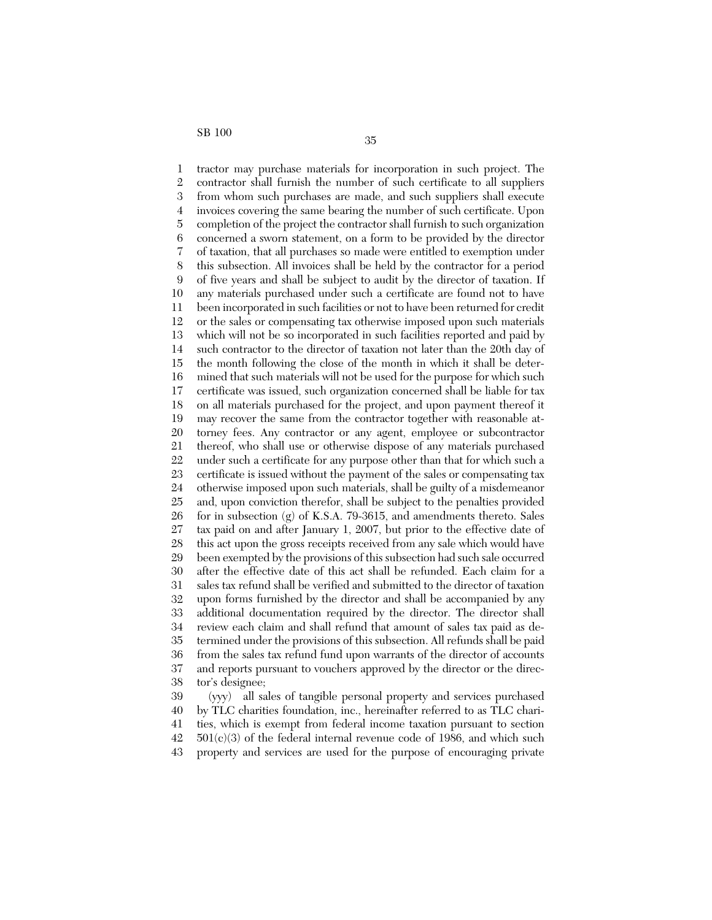tractor may purchase materials for incorporation in such project. The contractor shall furnish the number of such certificate to all suppliers from whom such purchases are made, and such suppliers shall execute invoices covering the same bearing the number of such certificate. Upon completion of the project the contractor shall furnish to such organization concerned a sworn statement, on a form to be provided by the director of taxation, that all purchases so made were entitled to exemption under this subsection. All invoices shall be held by the contractor for a period of five years and shall be subject to audit by the director of taxation. If any materials purchased under such a certificate are found not to have been incorporated in such facilities or not to have been returned for credit or the sales or compensating tax otherwise imposed upon such materials which will not be so incorporated in such facilities reported and paid by such contractor to the director of taxation not later than the 20th day of the month following the close of the month in which it shall be determined that such materials will not be used for the purpose for which such certificate was issued, such organization concerned shall be liable for tax on all materials purchased for the project, and upon payment thereof it may recover the same from the contractor together with reasonable attorney fees. Any contractor or any agent, employee or subcontractor thereof, who shall use or otherwise dispose of any materials purchased under such a certificate for any purpose other than that for which such a certificate is issued without the payment of the sales or compensating tax otherwise imposed upon such materials, shall be guilty of a misdemeanor and, upon conviction therefor, shall be subject to the penalties provided for in subsection (g) of K.S.A. 79-3615, and amendments thereto. Sales tax paid on and after January 1, 2007, but prior to the effective date of this act upon the gross receipts received from any sale which would have been exempted by the provisions of this subsection had such sale occurred after the effective date of this act shall be refunded. Each claim for a sales tax refund shall be verified and submitted to the director of taxation upon forms furnished by the director and shall be accompanied by any additional documentation required by the director. The director shall review each claim and shall refund that amount of sales tax paid as determined under the provisions of this subsection. All refunds shall be paid from the sales tax refund fund upon warrants of the director of accounts and reports pursuant to vouchers approved by the director or the director's designee;

(yyy) all sales of tangible personal property and services purchased by TLC charities foundation, inc., hereinafter referred to as TLC charities, which is exempt from federal income taxation pursuant to section 501(c)(3) of the federal internal revenue code of 1986, and which such property and services are used for the purpose of encouraging private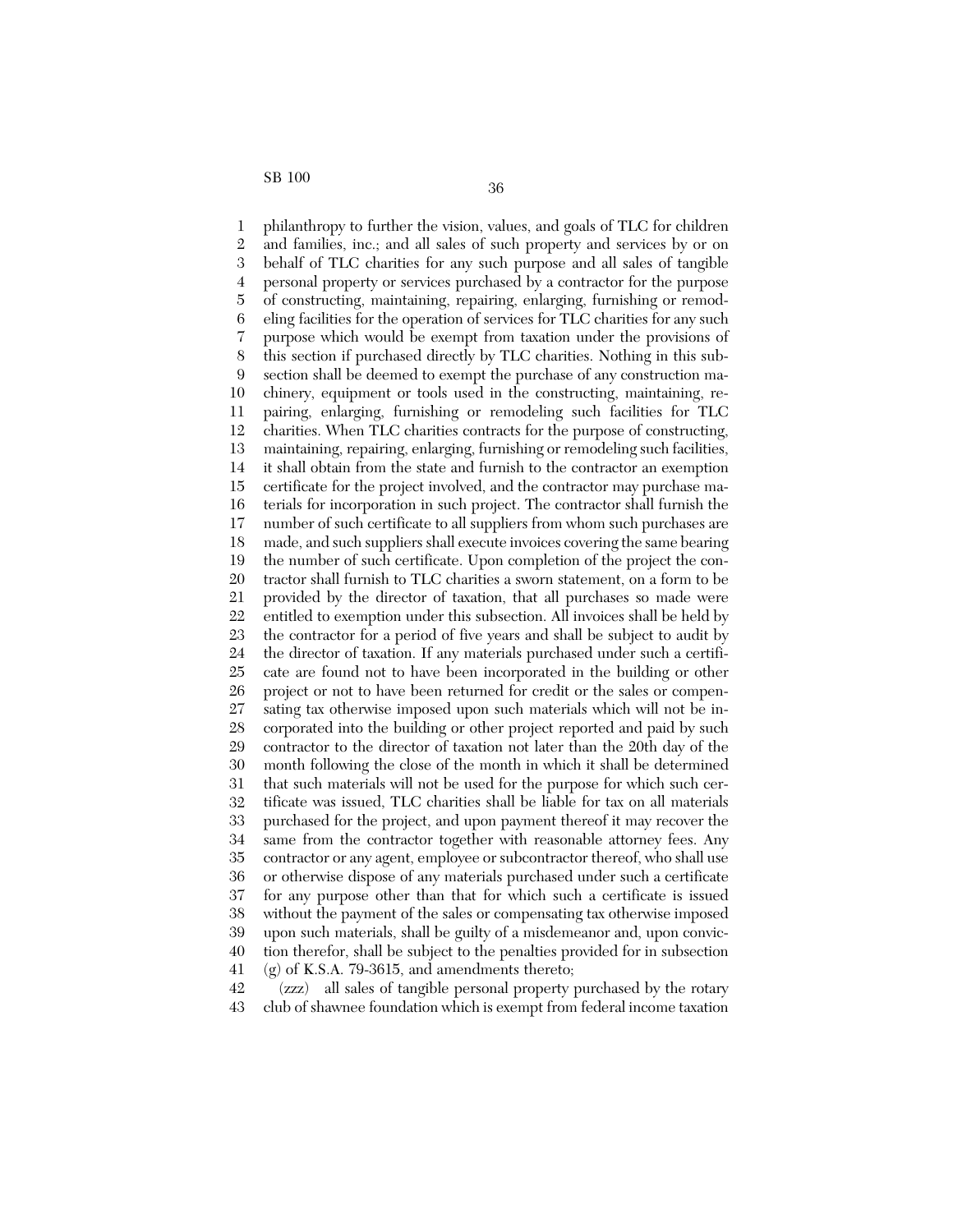philanthropy to further the vision, values, and goals of TLC for children and families, inc.; and all sales of such property and services by or on behalf of TLC charities for any such purpose and all sales of tangible personal property or services purchased by a contractor for the purpose of constructing, maintaining, repairing, enlarging, furnishing or remodeling facilities for the operation of services for TLC charities for any such purpose which would be exempt from taxation under the provisions of this section if purchased directly by TLC charities. Nothing in this subsection shall be deemed to exempt the purchase of any construction machinery, equipment or tools used in the constructing, maintaining, repairing, enlarging, furnishing or remodeling such facilities for TLC charities. When TLC charities contracts for the purpose of constructing, maintaining, repairing, enlarging, furnishing or remodeling such facilities, it shall obtain from the state and furnish to the contractor an exemption certificate for the project involved, and the contractor may purchase materials for incorporation in such project. The contractor shall furnish the number of such certificate to all suppliers from whom such purchases are made, and such suppliers shall execute invoices covering the same bearing the number of such certificate. Upon completion of the project the contractor shall furnish to TLC charities a sworn statement, on a form to be provided by the director of taxation, that all purchases so made were entitled to exemption under this subsection. All invoices shall be held by the contractor for a period of five years and shall be subject to audit by the director of taxation. If any materials purchased under such a certificate are found not to have been incorporated in the building or other project or not to have been returned for credit or the sales or compensating tax otherwise imposed upon such materials which will not be incorporated into the building or other project reported and paid by such contractor to the director of taxation not later than the 20th day of the month following the close of the month in which it shall be determined that such materials will not be used for the purpose for which such certificate was issued, TLC charities shall be liable for tax on all materials purchased for the project, and upon payment thereof it may recover the same from the contractor together with reasonable attorney fees. Any contractor or any agent, employee or subcontractor thereof, who shall use or otherwise dispose of any materials purchased under such a certificate for any purpose other than that for which such a certificate is issued without the payment of the sales or compensating tax otherwise imposed upon such materials, shall be guilty of a misdemeanor and, upon conviction therefor, shall be subject to the penalties provided for in subsection (g) of K.S.A. 79-3615, and amendments thereto;

(zzz) all sales of tangible personal property purchased by the rotary club of shawnee foundation which is exempt from federal income taxation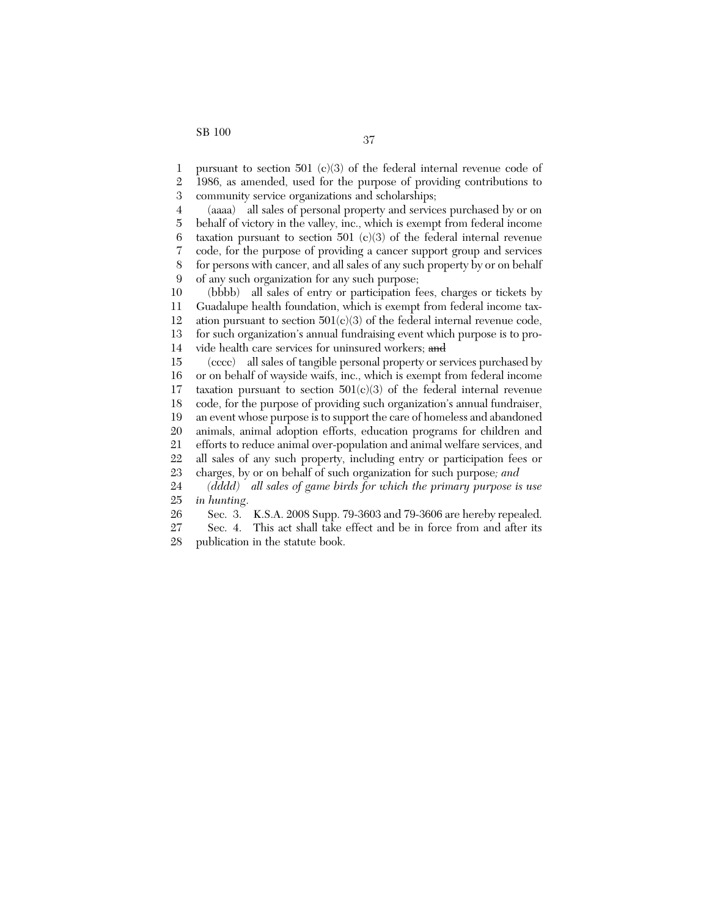pursuant to section 501 (c)(3) of the federal internal revenue code of 1986, as amended, used for the purpose of providing contributions to community service organizations and scholarships;

(aaaa) all sales of personal property and services purchased by or on behalf of victory in the valley, inc., which is exempt from federal income taxation pursuant to section 501 (c)(3) of the federal internal revenue code, for the purpose of providing a cancer support group and services for persons with cancer, and all sales of any such property by or on behalf of any such organization for any such purpose;

(bbbb) all sales of entry or participation fees, charges or tickets by Guadalupe health foundation, which is exempt from federal income taxation pursuant to section 501(c)(3) of the federal internal revenue code, for such organization's annual fundraising event which purpose is to provide health care services for uninsured workers; ~~and~~

(cccc) all sales of tangible personal property or services purchased by or on behalf of wayside waifs, inc., which is exempt from federal income taxation pursuant to section 501(c)(3) of the federal internal revenue code, for the purpose of providing such organization's annual fundraiser, an event whose purpose is to support the care of homeless and abandoned animals, animal adoption efforts, education programs for children and efforts to reduce animal over-population and animal welfare services, and all sales of any such property, including entry or participation fees or charges, by or on behalf of such organization for such purpose*; and*

*(dddd) all sales of game birds for which the primary purpose is use in hunting*.

Sec. 3. K.S.A. 2008 Supp. 79-3603 and 79-3606 are hereby repealed.

Sec. 4. This act shall take effect and be in force from and after its publication in the statute book.